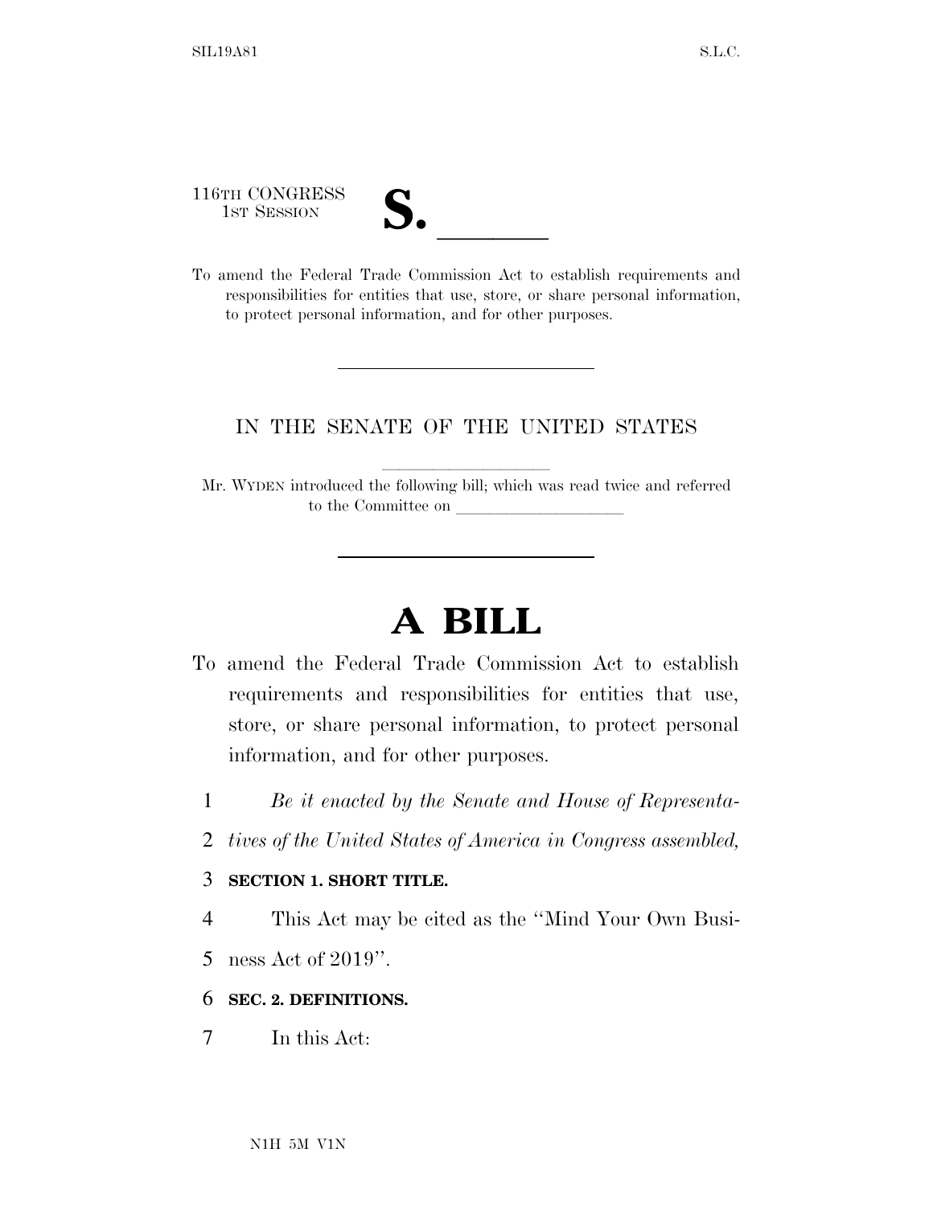116TH CONGRESS
1ST SESSION

# S. ______

To amend the Federal Trade Commission Act to establish requirements and responsibilities for entities that use, store, or share personal information, to protect personal information, and for other purposes.

---

IN THE SENATE OF THE UNITED STATES

Mr. WYDEN introduced the following bill; which was read twice and referred to the Committee on ____________________

---

# A BILL

To amend the Federal Trade Commission Act to establish requirements and responsibilities for entities that use, store, or share personal information, to protect personal information, and for other purposes.

1 *Be it enacted by the Senate and House of Representa-*
2 *tives of the United States of America in Congress assembled,*

3 **SECTION 1. SHORT TITLE.**

4 This Act may be cited as the "Mind Your Own Busi-
5 ness Act of 2019".

6 **SEC. 2. DEFINITIONS.**

7 In this Act: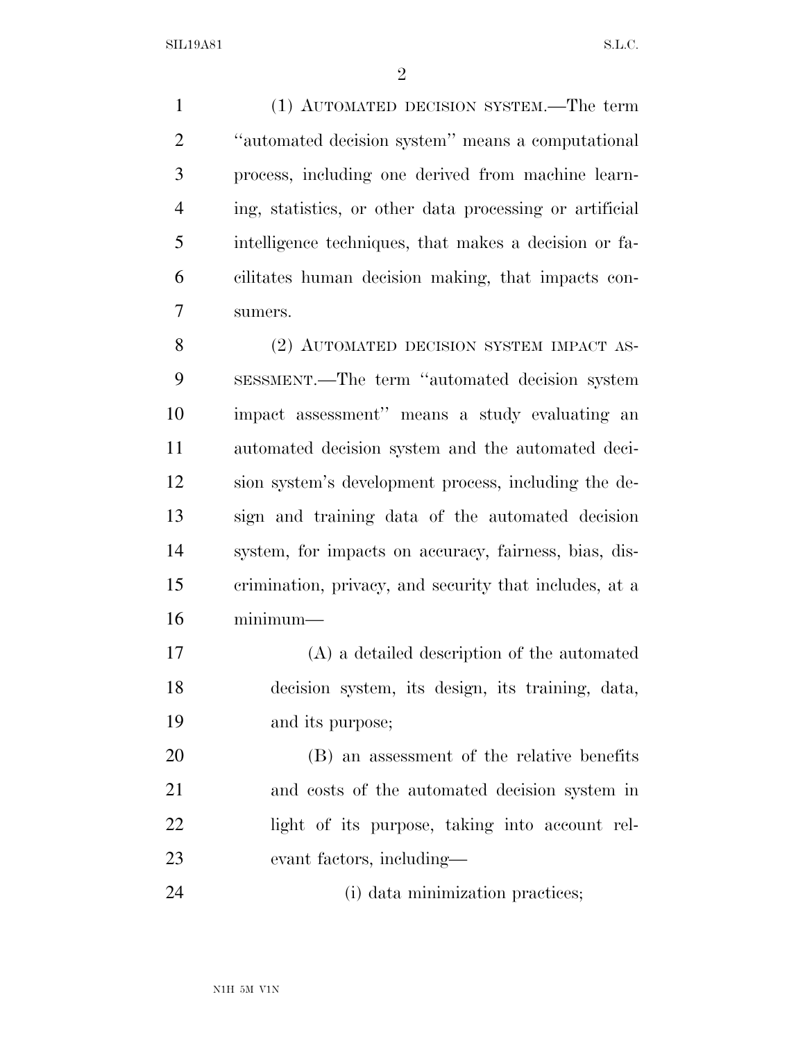(1) AUTOMATED DECISION SYSTEM.—The term "automated decision system" means a computational process, including one derived from machine learning, statistics, or other data processing or artificial intelligence techniques, that makes a decision or facilitates human decision making, that impacts consumers.

(2) AUTOMATED DECISION SYSTEM IMPACT ASSESSMENT.—The term "automated decision system impact assessment" means a study evaluating an automated decision system and the automated decision system's development process, including the design and training data of the automated decision system, for impacts on accuracy, fairness, bias, discrimination, privacy, and security that includes, at a minimum—

(A) a detailed description of the automated decision system, its design, its training, data, and its purpose;

(B) an assessment of the relative benefits and costs of the automated decision system in light of its purpose, taking into account relevant factors, including—

(i) data minimization practices;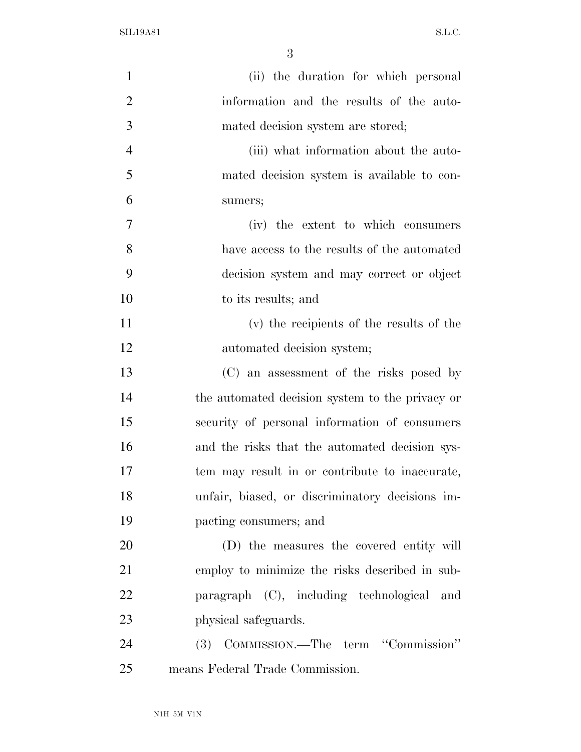(ii) the duration for which personal information and the results of the automated decision system are stored;

(iii) what information about the automated decision system is available to consumers;

(iv) the extent to which consumers have access to the results of the automated decision system and may correct or object to its results; and

(v) the recipients of the results of the automated decision system;

(C) an assessment of the risks posed by the automated decision system to the privacy or security of personal information of consumers and the risks that the automated decision system may result in or contribute to inaccurate, unfair, biased, or discriminatory decisions impacting consumers; and

(D) the measures the covered entity will employ to minimize the risks described in subparagraph (C), including technological and physical safeguards.

(3) COMMISSION.—The term ''Commission'' means Federal Trade Commission.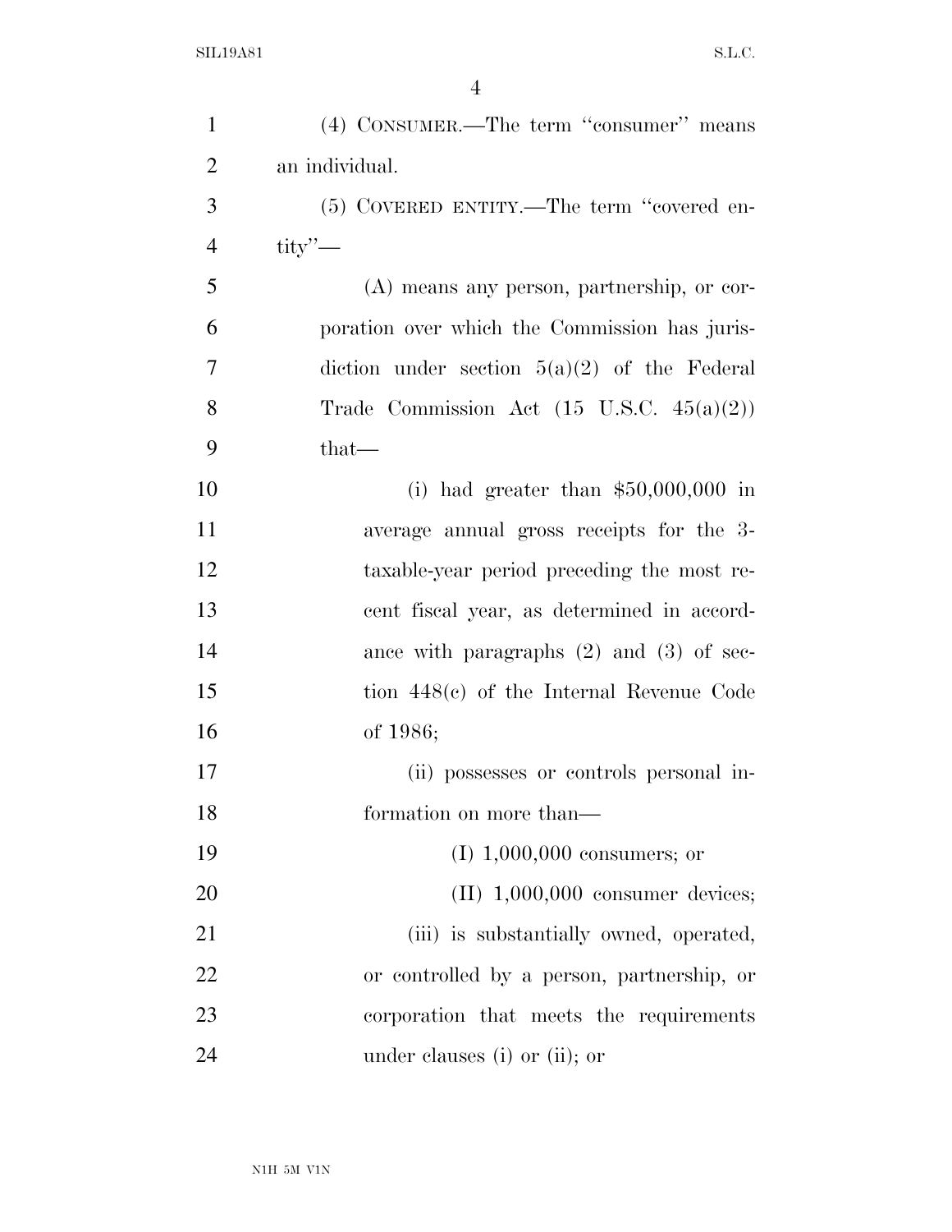(4) CONSUMER.—The term "consumer" means an individual.

(5) COVERED ENTITY.—The term "covered entity"—

(A) means any person, partnership, or corporation over which the Commission has jurisdiction under section 5(a)(2) of the Federal Trade Commission Act (15 U.S.C. 45(a)(2)) that—

(i) had greater than $50,000,000 in average annual gross receipts for the 3-taxable-year period preceding the most recent fiscal year, as determined in accordance with paragraphs (2) and (3) of section 448(c) of the Internal Revenue Code of 1986;

(ii) possesses or controls personal information on more than—

(I) 1,000,000 consumers; or

(II) 1,000,000 consumer devices;

(iii) is substantially owned, operated, or controlled by a person, partnership, or corporation that meets the requirements under clauses (i) or (ii); or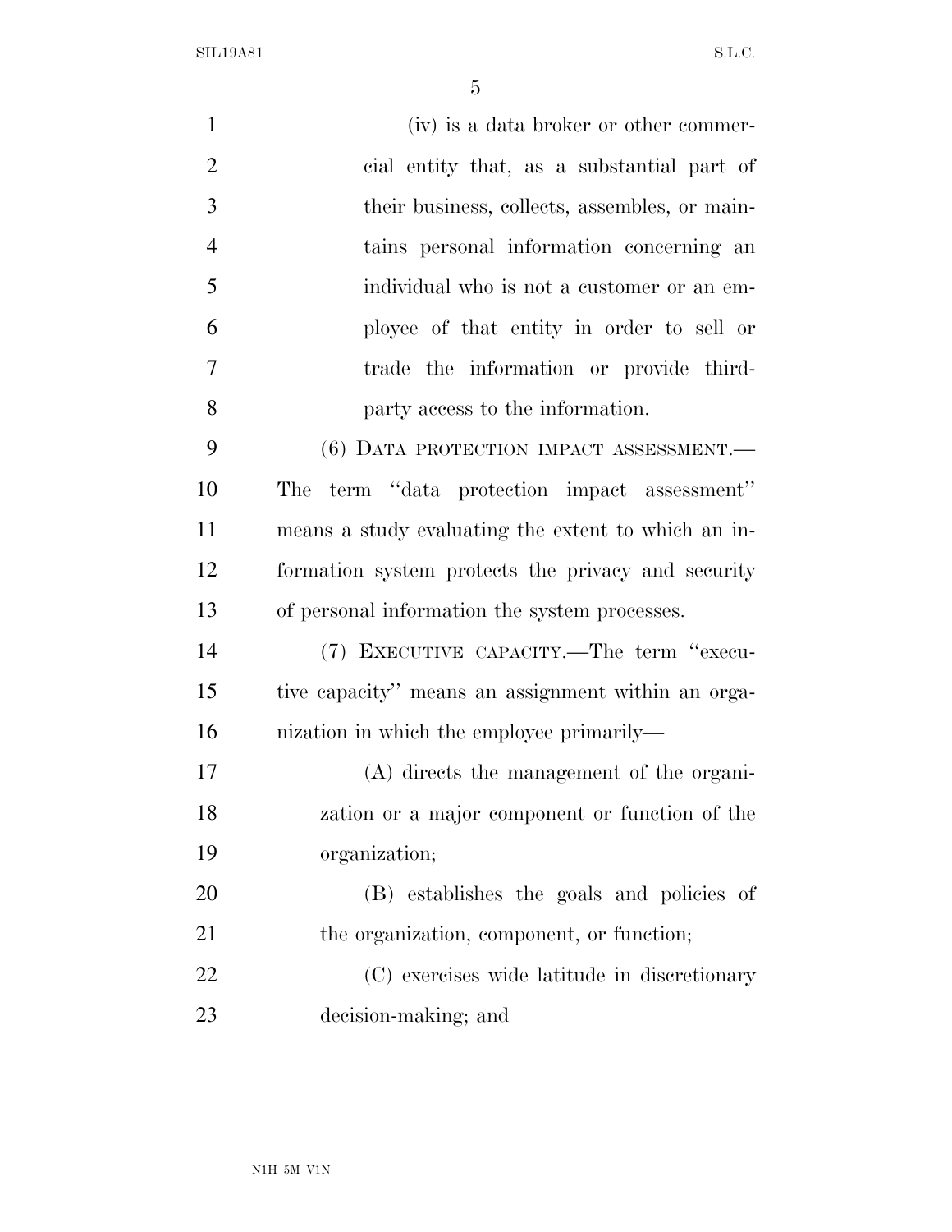(iv) is a data broker or other commercial entity that, as a substantial part of their business, collects, assembles, or maintains personal information concerning an individual who is not a customer or an employee of that entity in order to sell or trade the information or provide third-party access to the information.

(6) DATA PROTECTION IMPACT ASSESSMENT.—The term "data protection impact assessment" means a study evaluating the extent to which an information system protects the privacy and security of personal information the system processes.

(7) EXECUTIVE CAPACITY.—The term "executive capacity" means an assignment within an organization in which the employee primarily—

(A) directs the management of the organization or a major component or function of the organization;

(B) establishes the goals and policies of the organization, component, or function;

(C) exercises wide latitude in discretionary decision-making; and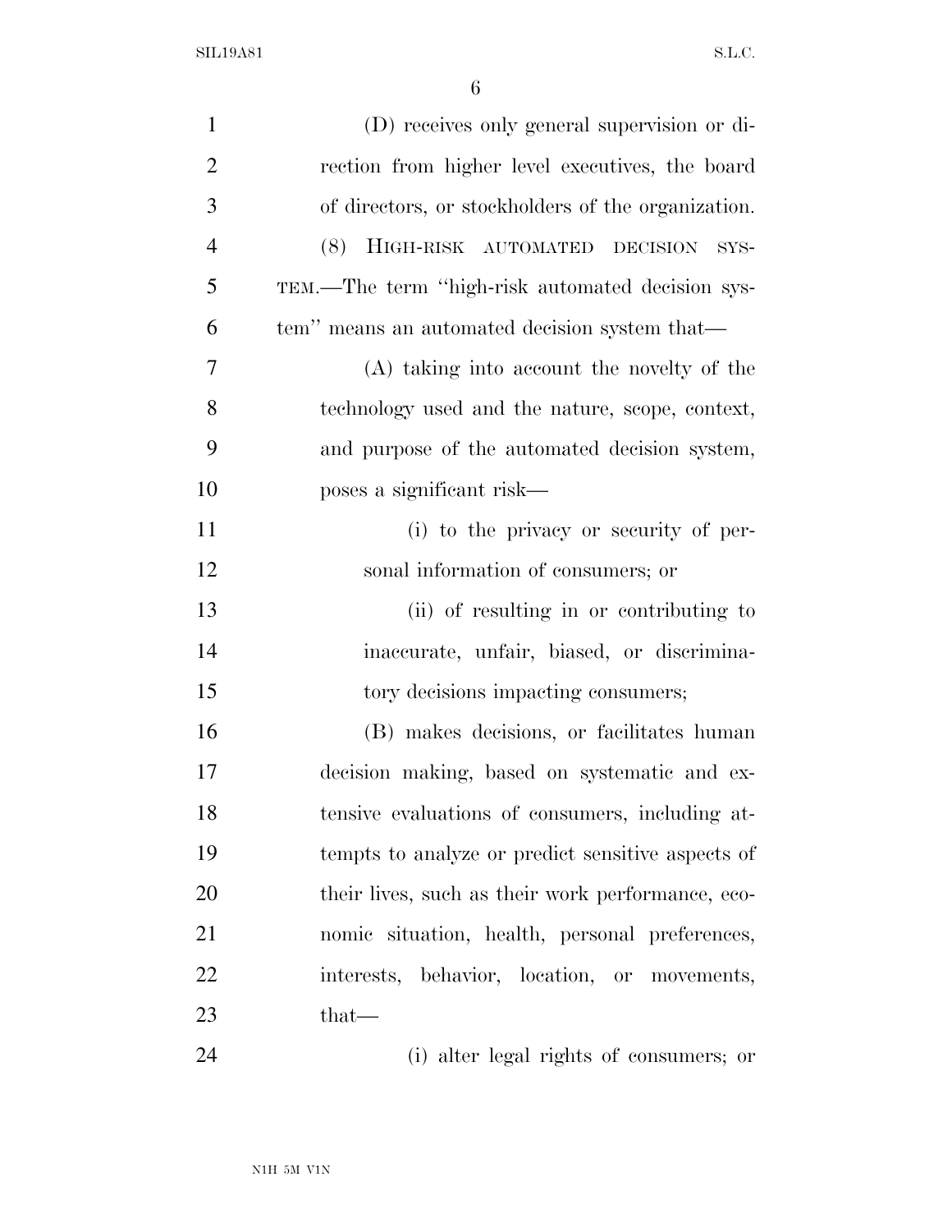(D) receives only general supervision or direction from higher level executives, the board of directors, or stockholders of the organization.

(8) HIGH-RISK AUTOMATED DECISION SYSTEM.—The term ''high-risk automated decision system'' means an automated decision system that—

(A) taking into account the novelty of the technology used and the nature, scope, context, and purpose of the automated decision system, poses a significant risk—

(i) to the privacy or security of personal information of consumers; or

(ii) of resulting in or contributing to inaccurate, unfair, biased, or discriminatory decisions impacting consumers;

(B) makes decisions, or facilitates human decision making, based on systematic and extensive evaluations of consumers, including attempts to analyze or predict sensitive aspects of their lives, such as their work performance, economic situation, health, personal preferences, interests, behavior, location, or movements, that—

(i) alter legal rights of consumers; or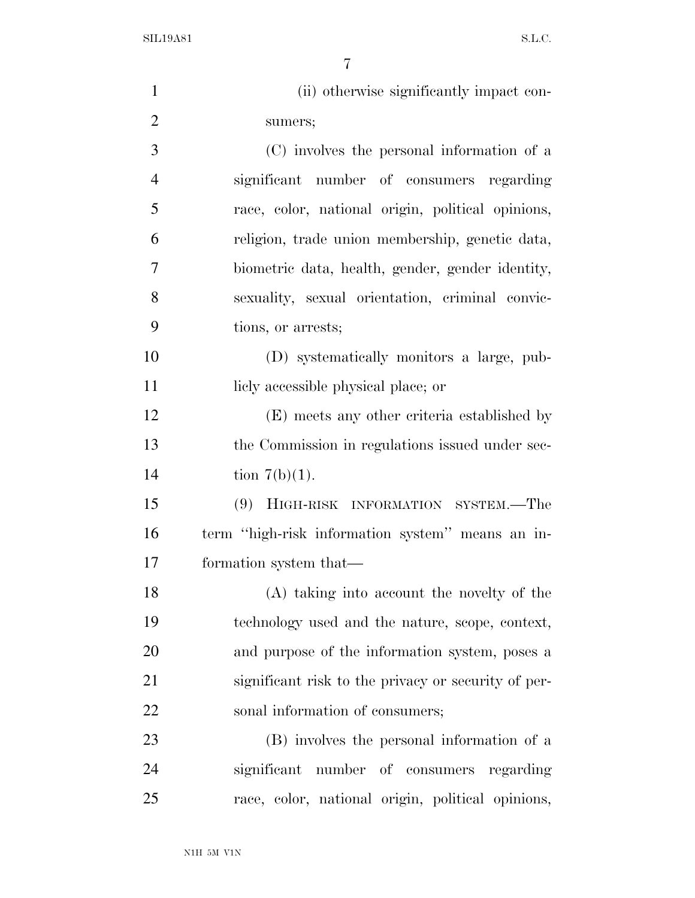(ii) otherwise significantly impact consumers;

(C) involves the personal information of a significant number of consumers regarding race, color, national origin, political opinions, religion, trade union membership, genetic data, biometric data, health, gender, gender identity, sexuality, sexual orientation, criminal convictions, or arrests;

(D) systematically monitors a large, publicly accessible physical place; or

(E) meets any other criteria established by the Commission in regulations issued under section 7(b)(1).

(9) HIGH-RISK INFORMATION SYSTEM.—The term "high-risk information system" means an information system that—

(A) taking into account the novelty of the technology used and the nature, scope, context, and purpose of the information system, poses a significant risk to the privacy or security of personal information of consumers;

(B) involves the personal information of a significant number of consumers regarding race, color, national origin, political opinions,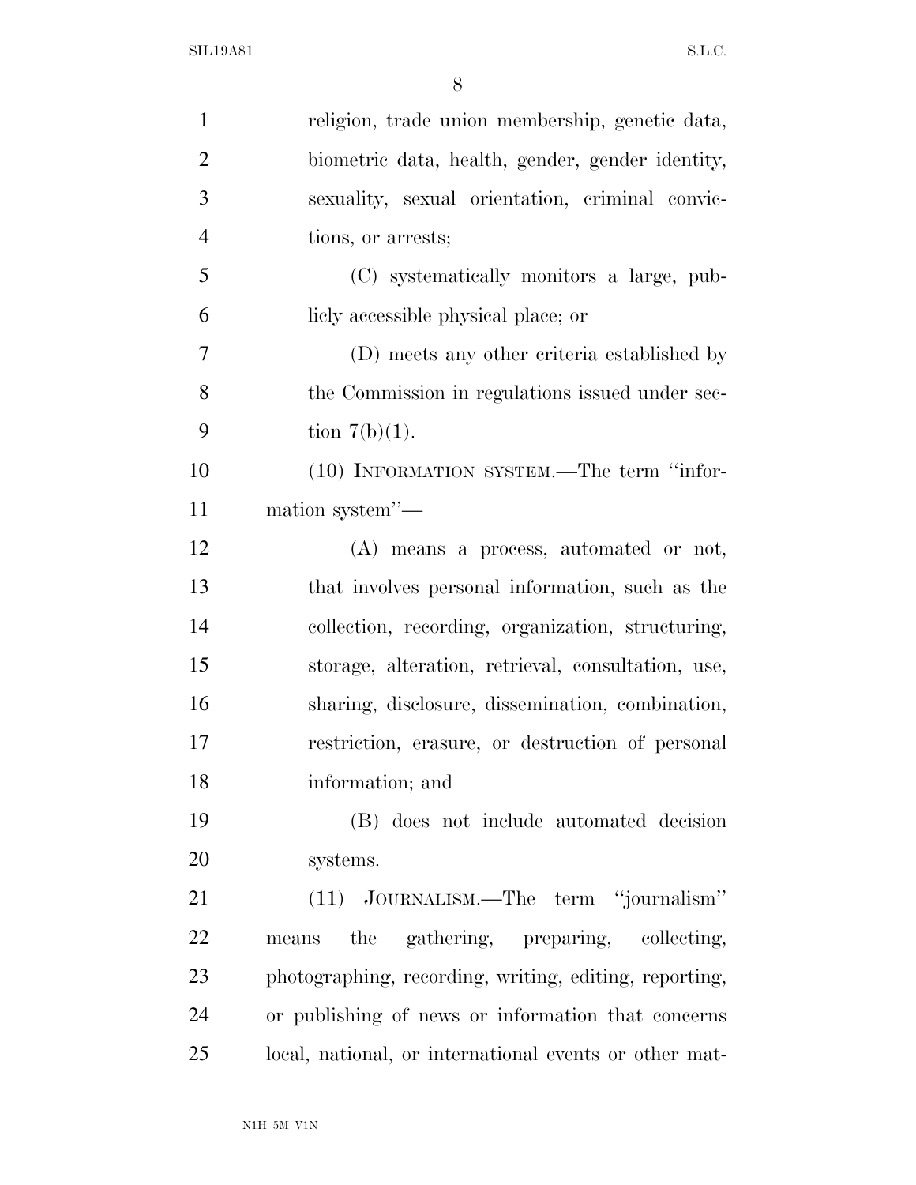religion, trade union membership, genetic data, biometric data, health, gender, gender identity, sexuality, sexual orientation, criminal convictions, or arrests;

(C) systematically monitors a large, publicly accessible physical place; or

(D) meets any other criteria established by the Commission in regulations issued under section 7(b)(1).

(10) INFORMATION SYSTEM.—The term ''information system''—

(A) means a process, automated or not, that involves personal information, such as the collection, recording, organization, structuring, storage, alteration, retrieval, consultation, use, sharing, disclosure, dissemination, combination, restriction, erasure, or destruction of personal information; and

(B) does not include automated decision systems.

(11) JOURNALISM.—The term ''journalism'' means the gathering, preparing, collecting, photographing, recording, writing, editing, reporting, or publishing of news or information that concerns local, national, or international events or other mat-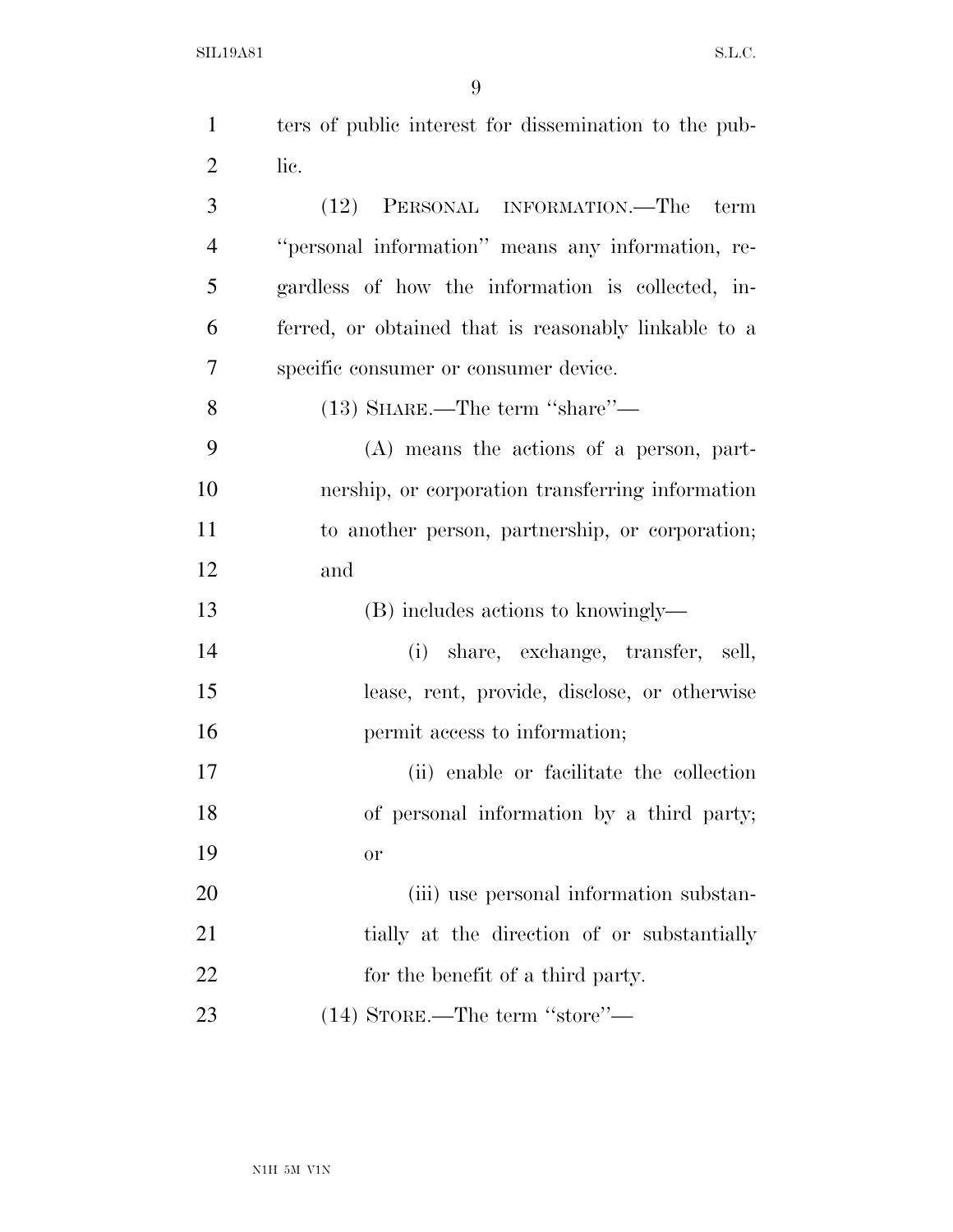ters of public interest for dissemination to the public.

(12) PERSONAL INFORMATION.—The term "personal information" means any information, regardless of how the information is collected, inferred, or obtained that is reasonably linkable to a specific consumer or consumer device.

(13) SHARE.—The term "share"—

(A) means the actions of a person, partnership, or corporation transferring information to another person, partnership, or corporation; and

(B) includes actions to knowingly—

(i) share, exchange, transfer, sell, lease, rent, provide, disclose, or otherwise permit access to information;

(ii) enable or facilitate the collection of personal information by a third party; or

(iii) use personal information substantially at the direction of or substantially for the benefit of a third party.

(14) STORE.—The term "store"—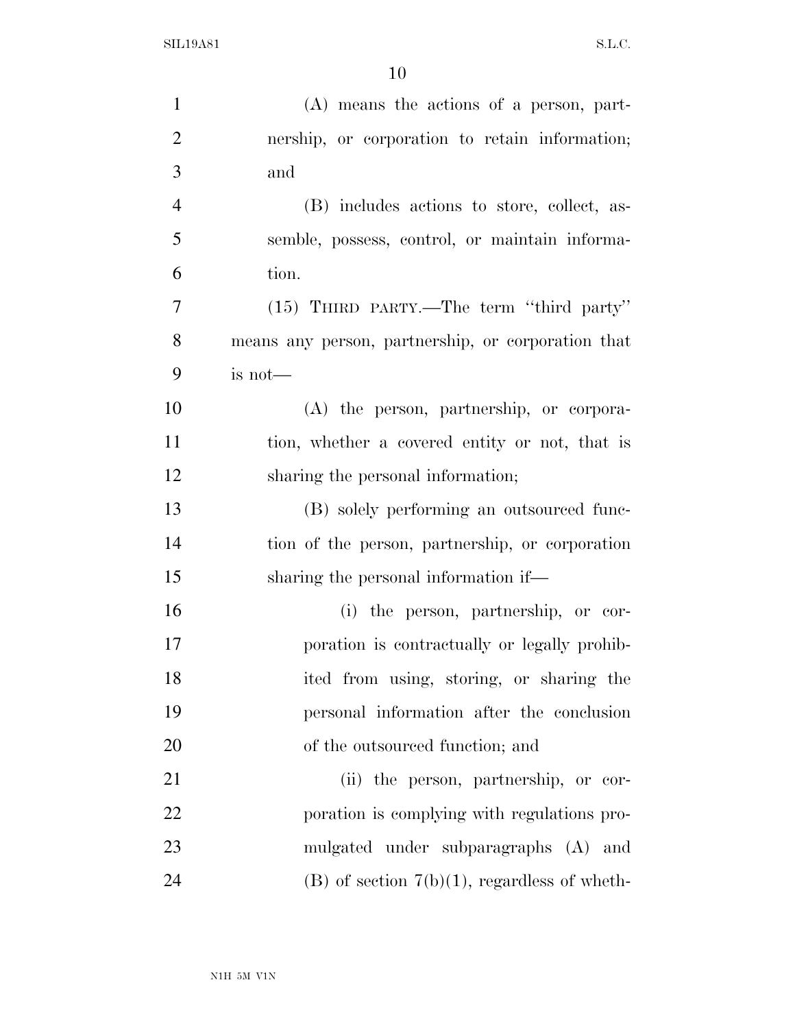(A) means the actions of a person, partnership, or corporation to retain information; and

(B) includes actions to store, collect, assemble, possess, control, or maintain information.

(15) THIRD PARTY.—The term "third party" means any person, partnership, or corporation that is not—

(A) the person, partnership, or corporation, whether a covered entity or not, that is sharing the personal information;

(B) solely performing an outsourced function of the person, partnership, or corporation sharing the personal information if—

(i) the person, partnership, or corporation is contractually or legally prohibited from using, storing, or sharing the personal information after the conclusion of the outsourced function; and

(ii) the person, partnership, or corporation is complying with regulations promulgated under subparagraphs (A) and (B) of section 7(b)(1), regardless of wheth-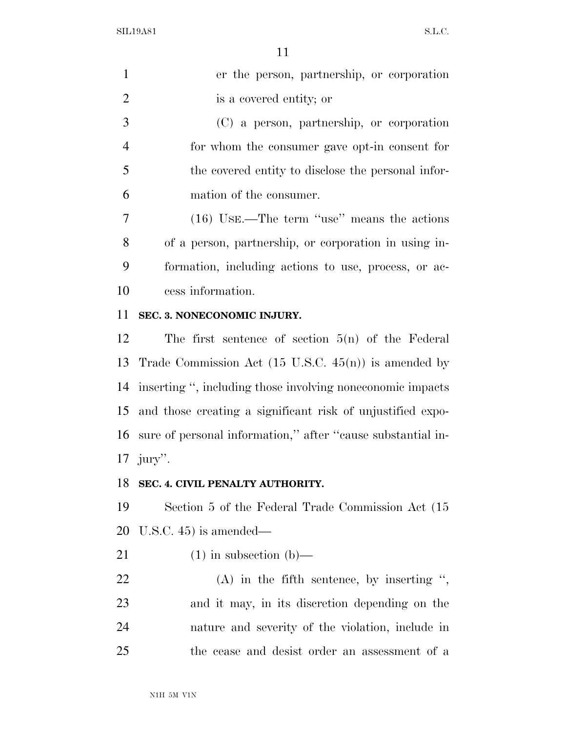er the person, partnership, or corporation is a covered entity; or

(C) a person, partnership, or corporation for whom the consumer gave opt-in consent for the covered entity to disclose the personal information of the consumer.

(16) USE.—The term ''use'' means the actions of a person, partnership, or corporation in using information, including actions to use, process, or access information.

**SEC. 3. NONECONOMIC INJURY.**

The first sentence of section 5(n) of the Federal Trade Commission Act (15 U.S.C. 45(n)) is amended by inserting '', including those involving noneconomic impacts and those creating a significant risk of unjustified exposure of personal information,'' after ''cause substantial injury''.

**SEC. 4. CIVIL PENALTY AUTHORITY.**

Section 5 of the Federal Trade Commission Act (15 U.S.C. 45) is amended—

(1) in subsection (b)—

(A) in the fifth sentence, by inserting '', and it may, in its discretion depending on the nature and severity of the violation, include in the cease and desist order an assessment of a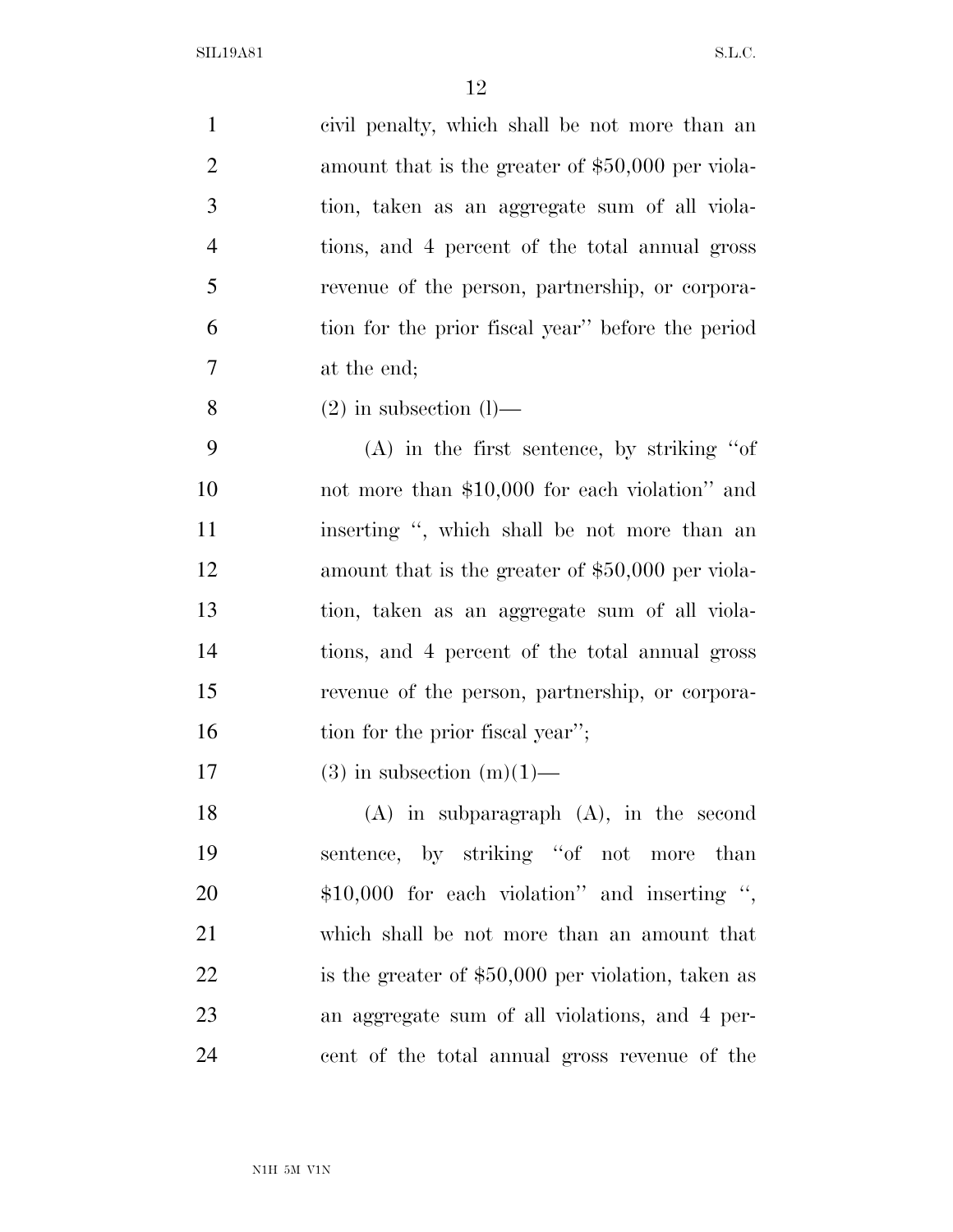civil penalty, which shall be not more than an amount that is the greater of $50,000 per violation, taken as an aggregate sum of all violations, and 4 percent of the total annual gross revenue of the person, partnership, or corporation for the prior fiscal year'' before the period at the end;

(2) in subsection (l)—

(A) in the first sentence, by striking ''of not more than $10,000 for each violation'' and inserting '', which shall be not more than an amount that is the greater of $50,000 per violation, taken as an aggregate sum of all violations, and 4 percent of the total annual gross revenue of the person, partnership, or corporation for the prior fiscal year'';

(3) in subsection (m)(1)—

(A) in subparagraph (A), in the second sentence, by striking ''of not more than $10,000 for each violation'' and inserting '', which shall be not more than an amount that is the greater of $50,000 per violation, taken as an aggregate sum of all violations, and 4 percent of the total annual gross revenue of the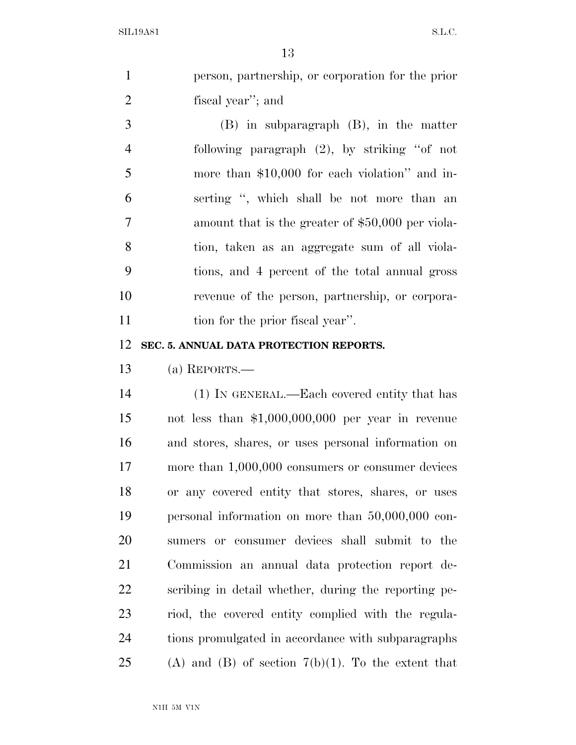person, partnership, or corporation for the prior fiscal year''; and

(B) in subparagraph (B), in the matter following paragraph (2), by striking ''of not more than $10,000 for each violation'' and inserting '', which shall be not more than an amount that is the greater of $50,000 per violation, taken as an aggregate sum of all violations, and 4 percent of the total annual gross revenue of the person, partnership, or corporation for the prior fiscal year''.

**SEC. 5. ANNUAL DATA PROTECTION REPORTS.**

(a) REPORTS.—

(1) IN GENERAL.—Each covered entity that has not less than $1,000,000,000 per year in revenue and stores, shares, or uses personal information on more than 1,000,000 consumers or consumer devices or any covered entity that stores, shares, or uses personal information on more than 50,000,000 consumers or consumer devices shall submit to the Commission an annual data protection report describing in detail whether, during the reporting period, the covered entity complied with the regulations promulgated in accordance with subparagraphs (A) and (B) of section 7(b)(1). To the extent that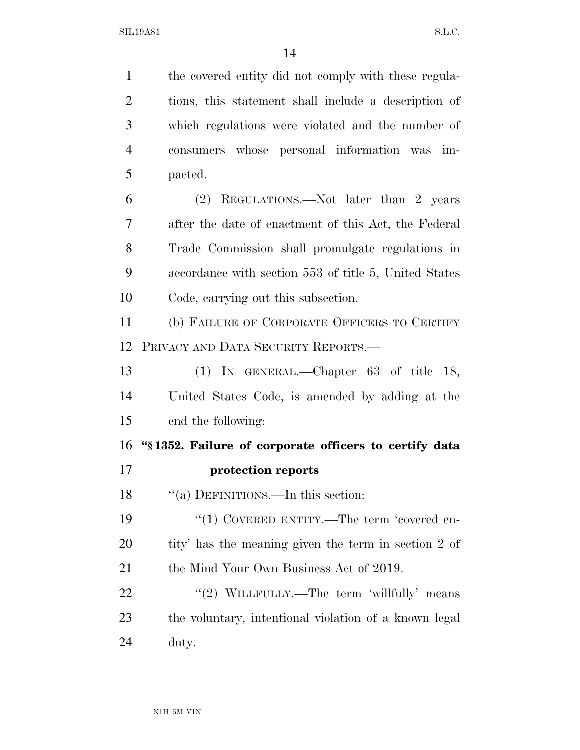the covered entity did not comply with these regulations, this statement shall include a description of which regulations were violated and the number of consumers whose personal information was impacted.

(2) REGULATIONS.—Not later than 2 years after the date of enactment of this Act, the Federal Trade Commission shall promulgate regulations in accordance with section 553 of title 5, United States Code, carrying out this subsection.

(b) FAILURE OF CORPORATE OFFICERS TO CERTIFY PRIVACY AND DATA SECURITY REPORTS.—

(1) IN GENERAL.—Chapter 63 of title 18, United States Code, is amended by adding at the end the following:

**"§ 1352. Failure of corporate officers to certify data protection reports**

"(a) DEFINITIONS.—In this section:

"(1) COVERED ENTITY.—The term 'covered entity' has the meaning given the term in section 2 of the Mind Your Own Business Act of 2019.

"(2) WILLFULLY.—The term 'willfully' means the voluntary, intentional violation of a known legal duty.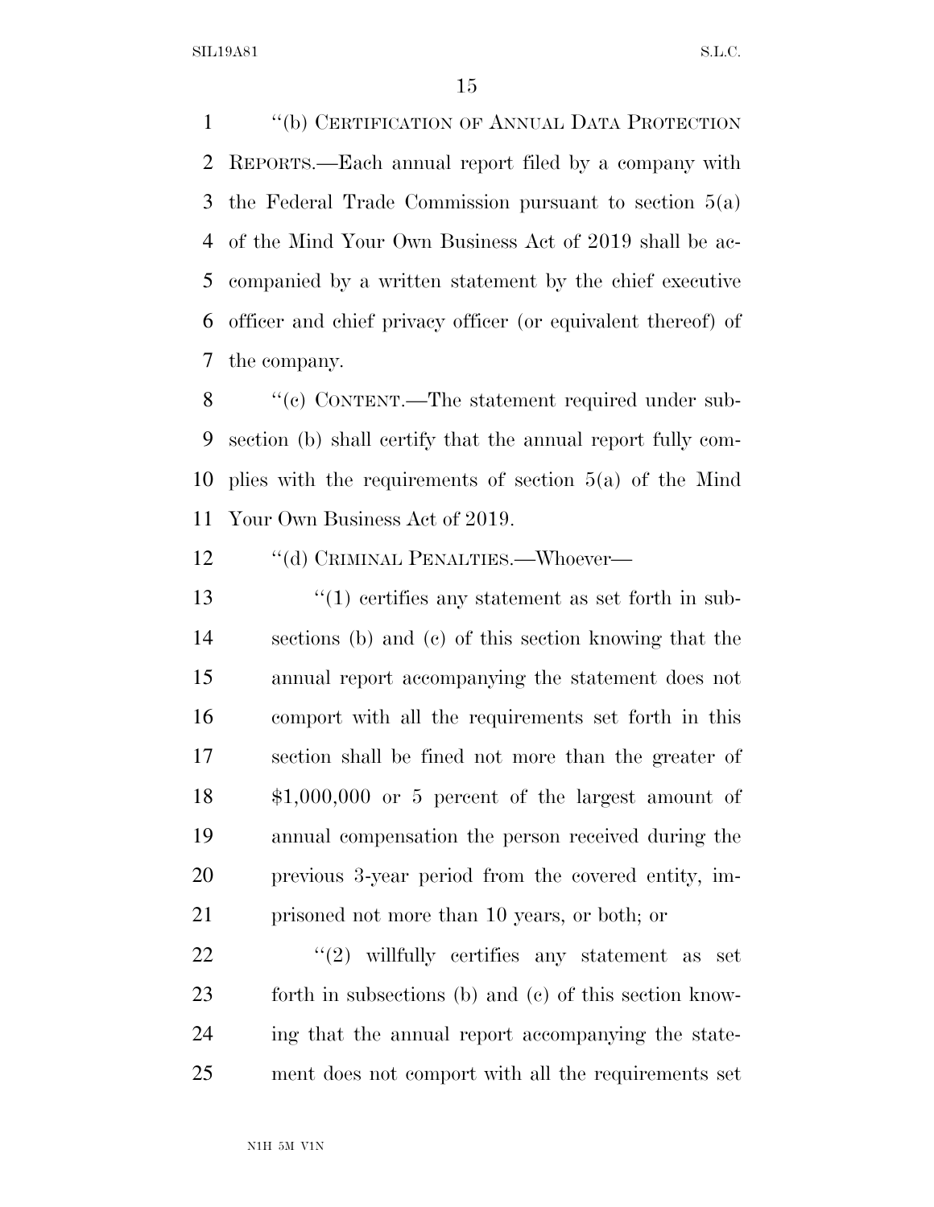''(b) CERTIFICATION OF ANNUAL DATA PROTECTION REPORTS.—Each annual report filed by a company with the Federal Trade Commission pursuant to section 5(a) of the Mind Your Own Business Act of 2019 shall be accompanied by a written statement by the chief executive officer and chief privacy officer (or equivalent thereof) of the company.

''(c) CONTENT.—The statement required under subsection (b) shall certify that the annual report fully complies with the requirements of section 5(a) of the Mind Your Own Business Act of 2019.

''(d) CRIMINAL PENALTIES.—Whoever—

''(1) certifies any statement as set forth in subsections (b) and (c) of this section knowing that the annual report accompanying the statement does not comport with all the requirements set forth in this section shall be fined not more than the greater of $1,000,000 or 5 percent of the largest amount of annual compensation the person received during the previous 3-year period from the covered entity, imprisoned not more than 10 years, or both; or

''(2) willfully certifies any statement as set forth in subsections (b) and (c) of this section knowing that the annual report accompanying the statement does not comport with all the requirements set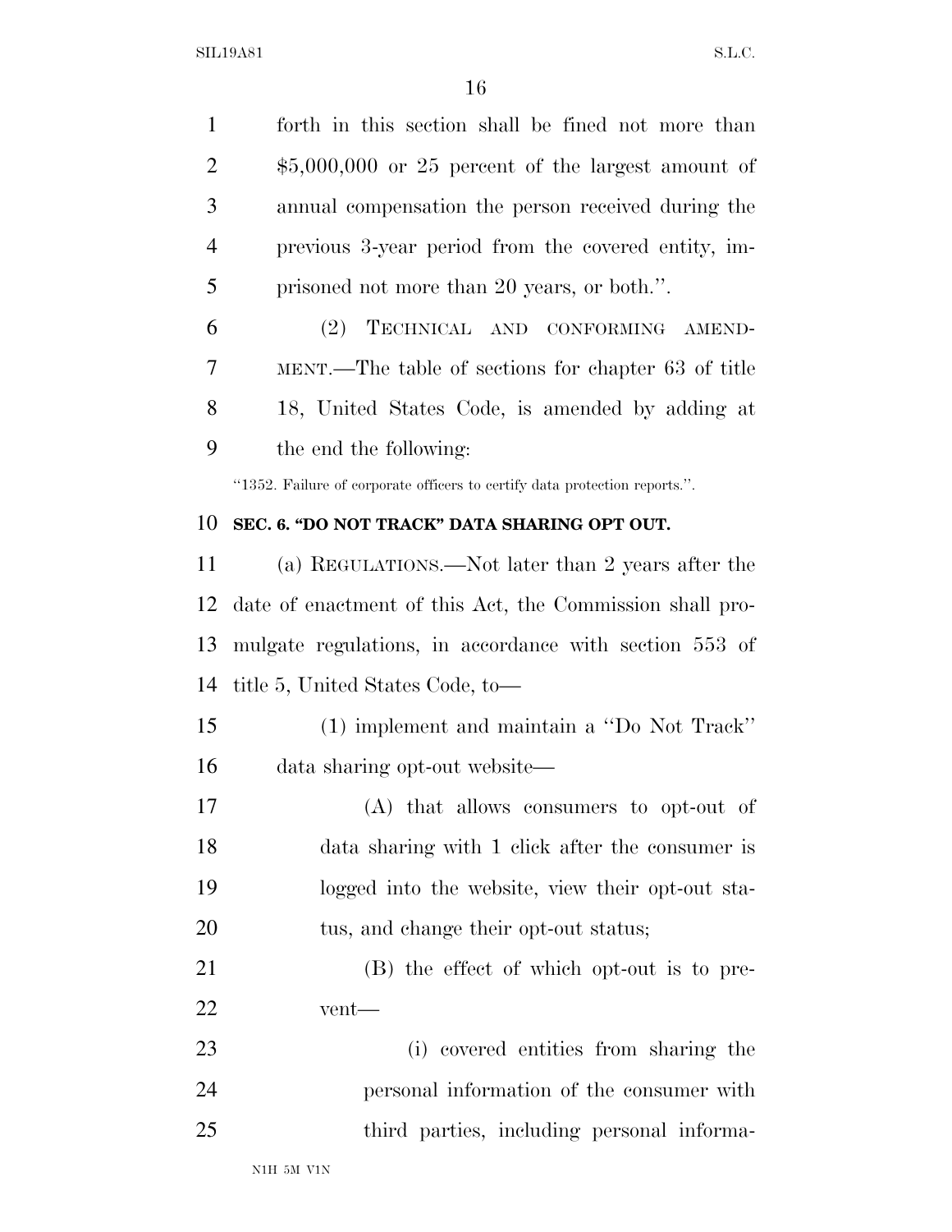forth in this section shall be fined not more than $5,000,000 or 25 percent of the largest amount of annual compensation the person received during the previous 3-year period from the covered entity, imprisoned not more than 20 years, or both.''.

(2) TECHNICAL AND CONFORMING AMENDMENT.—The table of sections for chapter 63 of title 18, United States Code, is amended by adding at the end the following:

''1352. Failure of corporate officers to certify data protection reports.''.

**SEC. 6. ''DO NOT TRACK'' DATA SHARING OPT OUT.**

(a) REGULATIONS.—Not later than 2 years after the date of enactment of this Act, the Commission shall promulgate regulations, in accordance with section 553 of title 5, United States Code, to—

(1) implement and maintain a ''Do Not Track'' data sharing opt-out website—

(A) that allows consumers to opt-out of data sharing with 1 click after the consumer is logged into the website, view their opt-out status, and change their opt-out status;

(B) the effect of which opt-out is to prevent—

(i) covered entities from sharing the personal information of the consumer with third parties, including personal informa-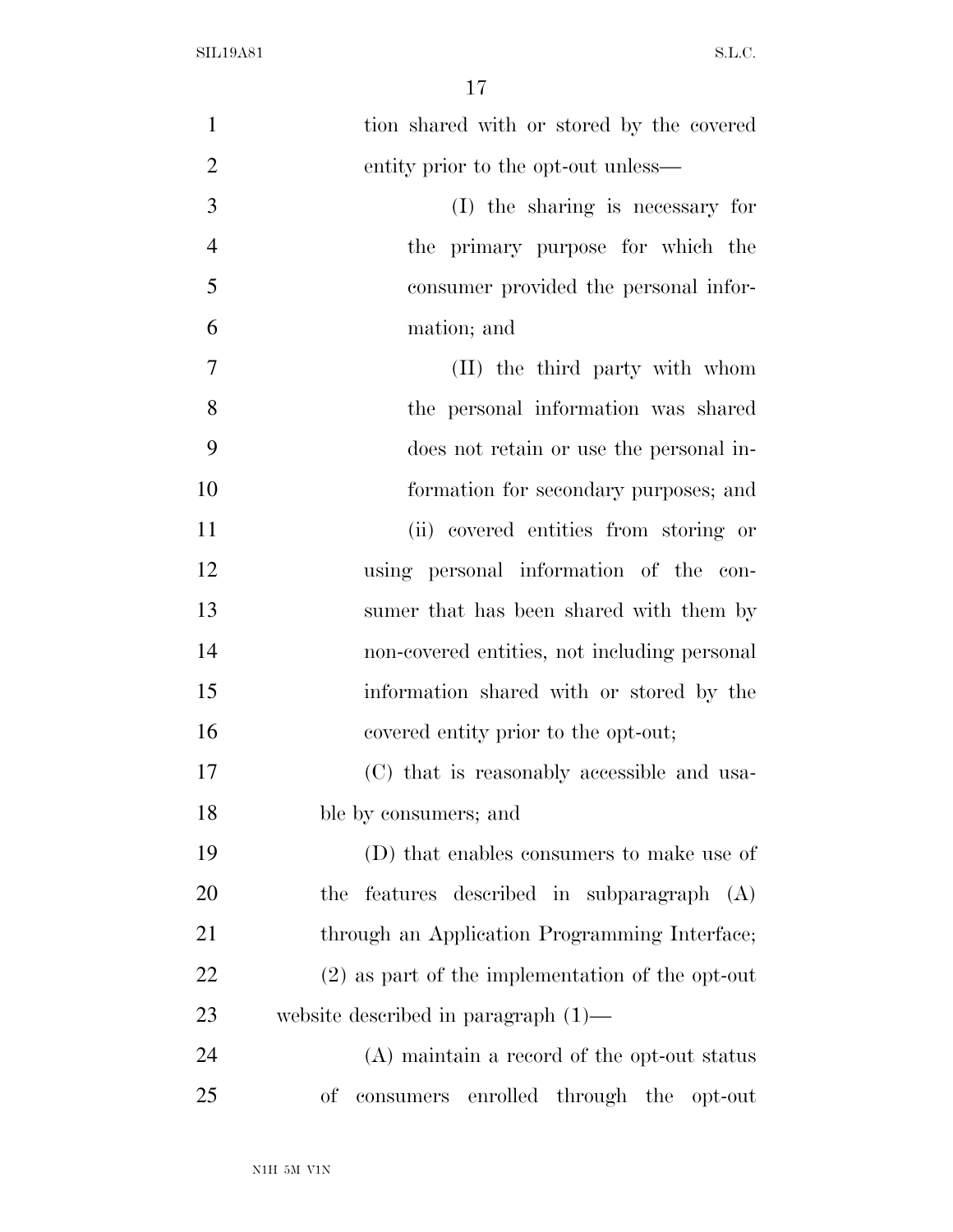tion shared with or stored by the covered entity prior to the opt-out unless—

(I) the sharing is necessary for the primary purpose for which the consumer provided the personal information; and

(II) the third party with whom the personal information was shared does not retain or use the personal information for secondary purposes; and

(ii) covered entities from storing or using personal information of the consumer that has been shared with them by non-covered entities, not including personal information shared with or stored by the covered entity prior to the opt-out;

(C) that is reasonably accessible and usable by consumers; and

(D) that enables consumers to make use of the features described in subparagraph (A) through an Application Programming Interface;

(2) as part of the implementation of the opt-out website described in paragraph (1)—

(A) maintain a record of the opt-out status of consumers enrolled through the opt-out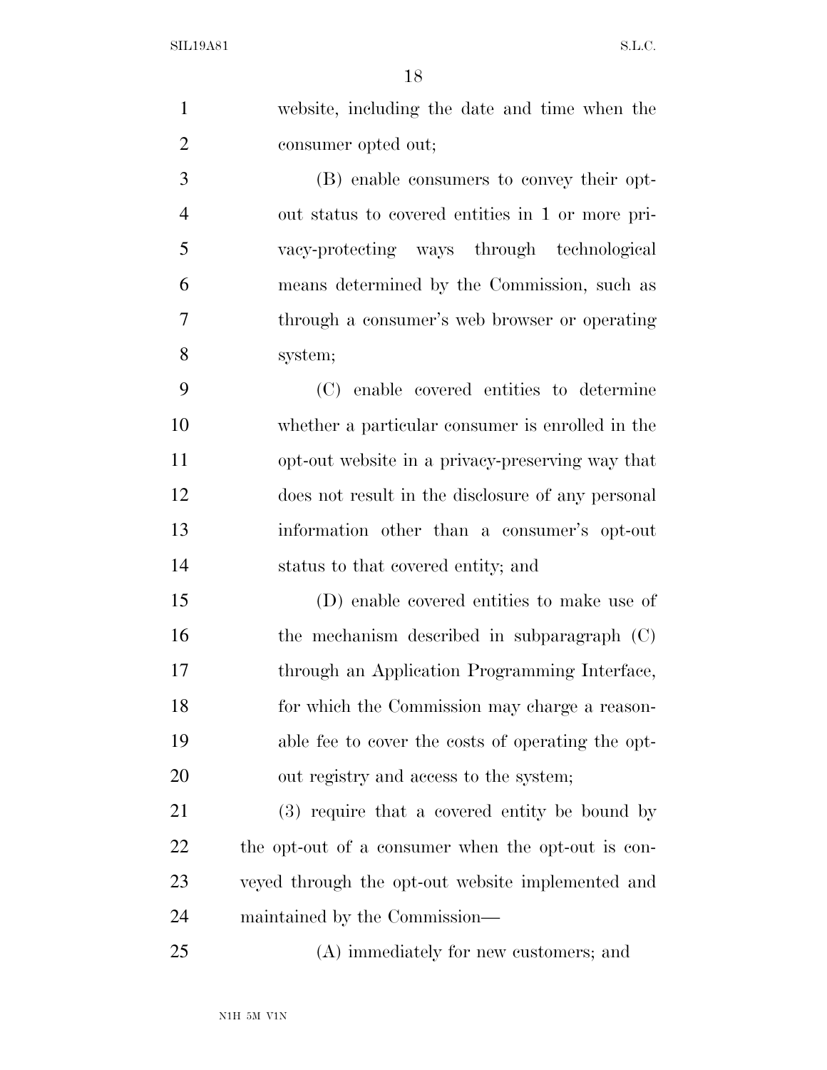website, including the date and time when the consumer opted out;

(B) enable consumers to convey their opt-out status to covered entities in 1 or more privacy-protecting ways through technological means determined by the Commission, such as through a consumer's web browser or operating system;

(C) enable covered entities to determine whether a particular consumer is enrolled in the opt-out website in a privacy-preserving way that does not result in the disclosure of any personal information other than a consumer's opt-out status to that covered entity; and

(D) enable covered entities to make use of the mechanism described in subparagraph (C) through an Application Programming Interface, for which the Commission may charge a reasonable fee to cover the costs of operating the opt-out registry and access to the system;

(3) require that a covered entity be bound by the opt-out of a consumer when the opt-out is conveyed through the opt-out website implemented and maintained by the Commission—

(A) immediately for new customers; and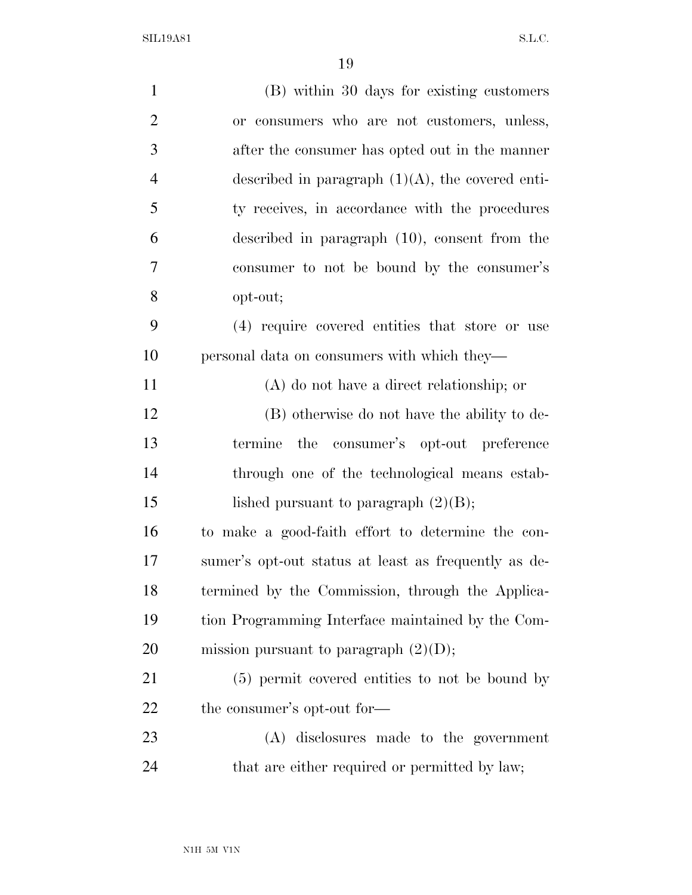(B) within 30 days for existing customers or consumers who are not customers, unless, after the consumer has opted out in the manner described in paragraph (1)(A), the covered entity receives, in accordance with the procedures described in paragraph (10), consent from the consumer to not be bound by the consumer's opt-out;

(4) require covered entities that store or use personal data on consumers with which they—

(A) do not have a direct relationship; or

(B) otherwise do not have the ability to determine the consumer's opt-out preference through one of the technological means established pursuant to paragraph (2)(B);

to make a good-faith effort to determine the consumer's opt-out status at least as frequently as determined by the Commission, through the Application Programming Interface maintained by the Commission pursuant to paragraph (2)(D);

(5) permit covered entities to not be bound by the consumer's opt-out for—

(A) disclosures made to the government that are either required or permitted by law;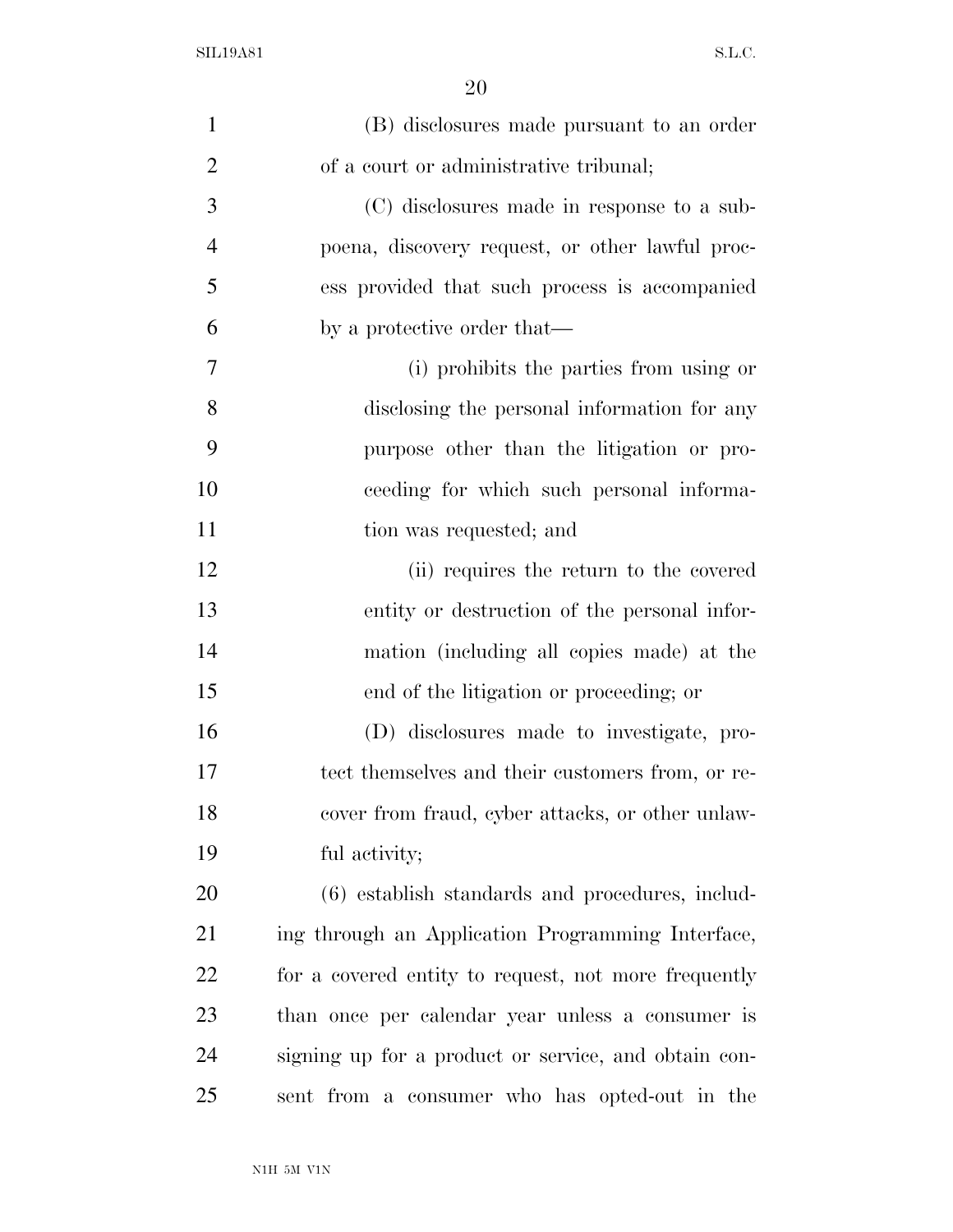(B) disclosures made pursuant to an order of a court or administrative tribunal;

(C) disclosures made in response to a subpoena, discovery request, or other lawful process provided that such process is accompanied by a protective order that—

(i) prohibits the parties from using or disclosing the personal information for any purpose other than the litigation or proceeding for which such personal information was requested; and

(ii) requires the return to the covered entity or destruction of the personal information (including all copies made) at the end of the litigation or proceeding; or

(D) disclosures made to investigate, protect themselves and their customers from, or recover from fraud, cyber attacks, or other unlawful activity;

(6) establish standards and procedures, including through an Application Programming Interface, for a covered entity to request, not more frequently than once per calendar year unless a consumer is signing up for a product or service, and obtain consent from a consumer who has opted-out in the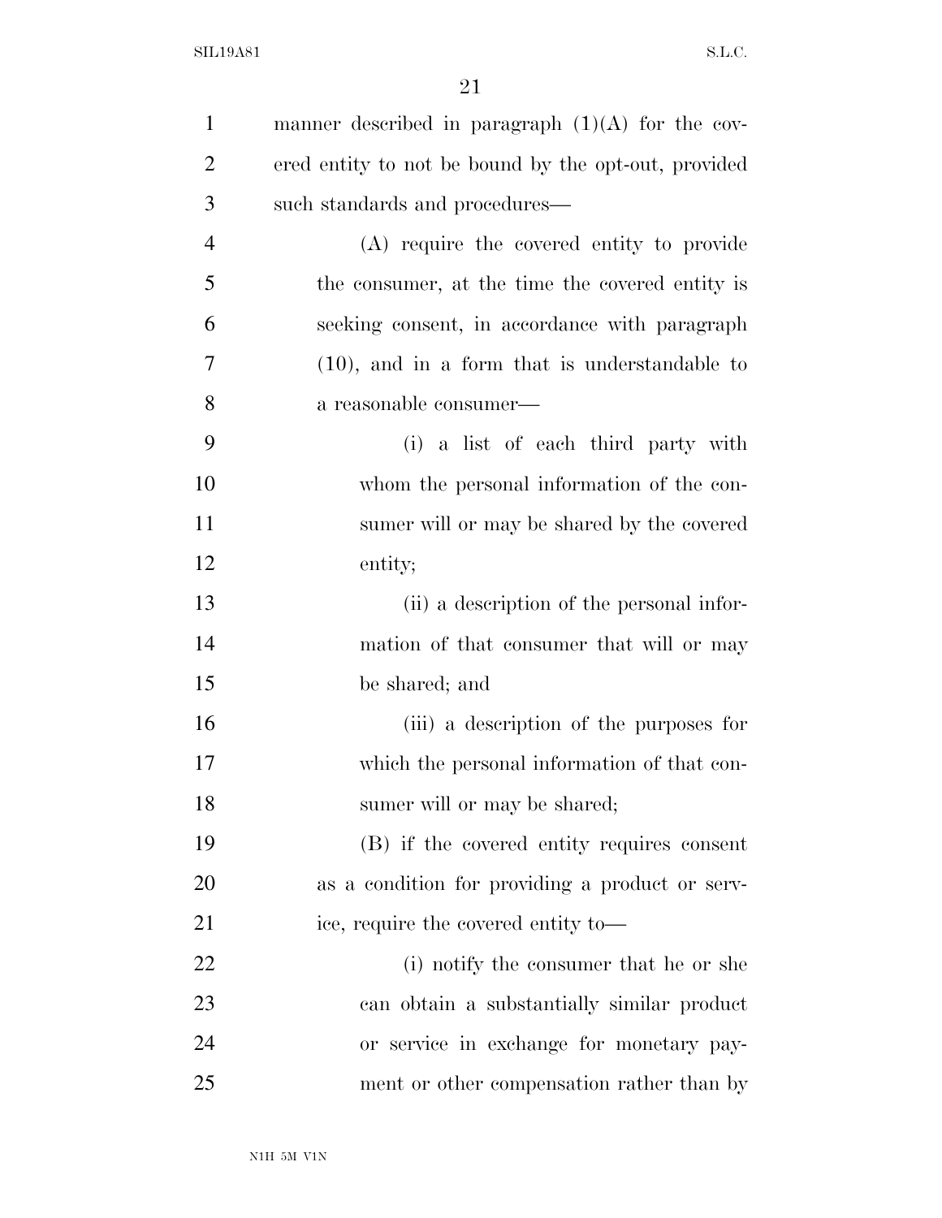manner described in paragraph (1)(A) for the covered entity to not be bound by the opt-out, provided such standards and procedures—

(A) require the covered entity to provide the consumer, at the time the covered entity is seeking consent, in accordance with paragraph (10), and in a form that is understandable to a reasonable consumer—

(i) a list of each third party with whom the personal information of the consumer will or may be shared by the covered entity;

(ii) a description of the personal information of that consumer that will or may be shared; and

(iii) a description of the purposes for which the personal information of that consumer will or may be shared;

(B) if the covered entity requires consent as a condition for providing a product or service, require the covered entity to—

(i) notify the consumer that he or she can obtain a substantially similar product or service in exchange for monetary payment or other compensation rather than by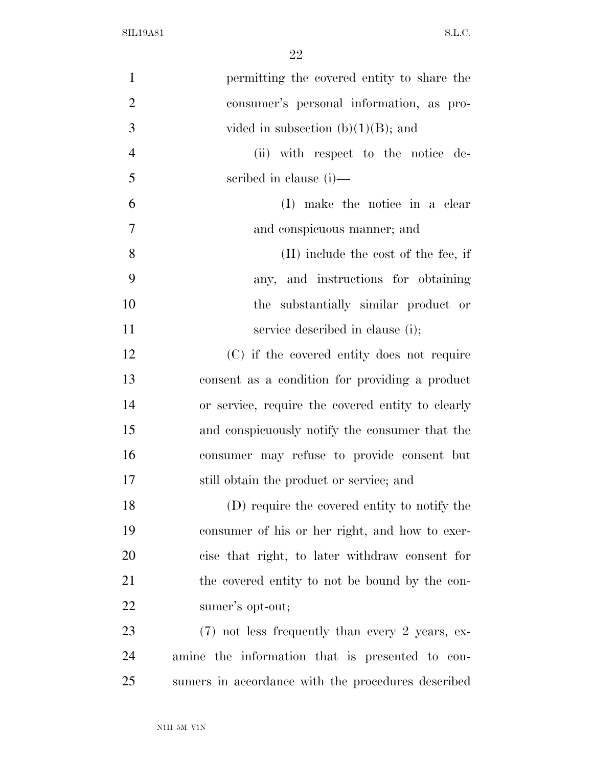permitting the covered entity to share the consumer's personal information, as provided in subsection (b)(1)(B); and

(ii) with respect to the notice described in clause (i)—

(I) make the notice in a clear and conspicuous manner; and

(II) include the cost of the fee, if any, and instructions for obtaining the substantially similar product or service described in clause (i);

(C) if the covered entity does not require consent as a condition for providing a product or service, require the covered entity to clearly and conspicuously notify the consumer that the consumer may refuse to provide consent but still obtain the product or service; and

(D) require the covered entity to notify the consumer of his or her right, and how to exercise that right, to later withdraw consent for the covered entity to not be bound by the consumer's opt-out;

(7) not less frequently than every 2 years, examine the information that is presented to consumers in accordance with the procedures described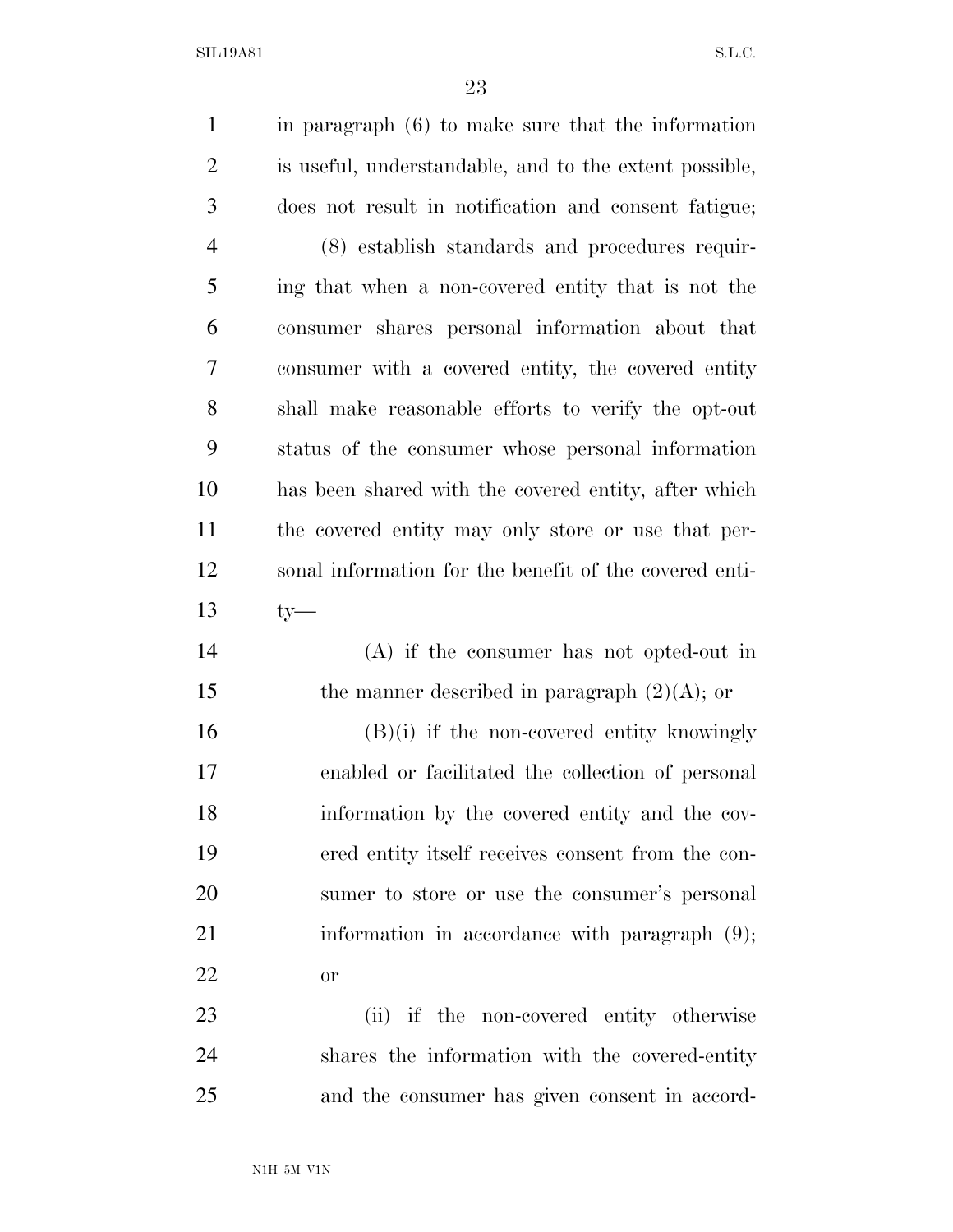in paragraph (6) to make sure that the information is useful, understandable, and to the extent possible, does not result in notification and consent fatigue;

(8) establish standards and procedures requiring that when a non-covered entity that is not the consumer shares personal information about that consumer with a covered entity, the covered entity shall make reasonable efforts to verify the opt-out status of the consumer whose personal information has been shared with the covered entity, after which the covered entity may only store or use that personal information for the benefit of the covered entity—

(A) if the consumer has not opted-out in the manner described in paragraph (2)(A); or

(B)(i) if the non-covered entity knowingly enabled or facilitated the collection of personal information by the covered entity and the covered entity itself receives consent from the consumer to store or use the consumer's personal information in accordance with paragraph (9); or

(ii) if the non-covered entity otherwise shares the information with the covered-entity and the consumer has given consent in accord-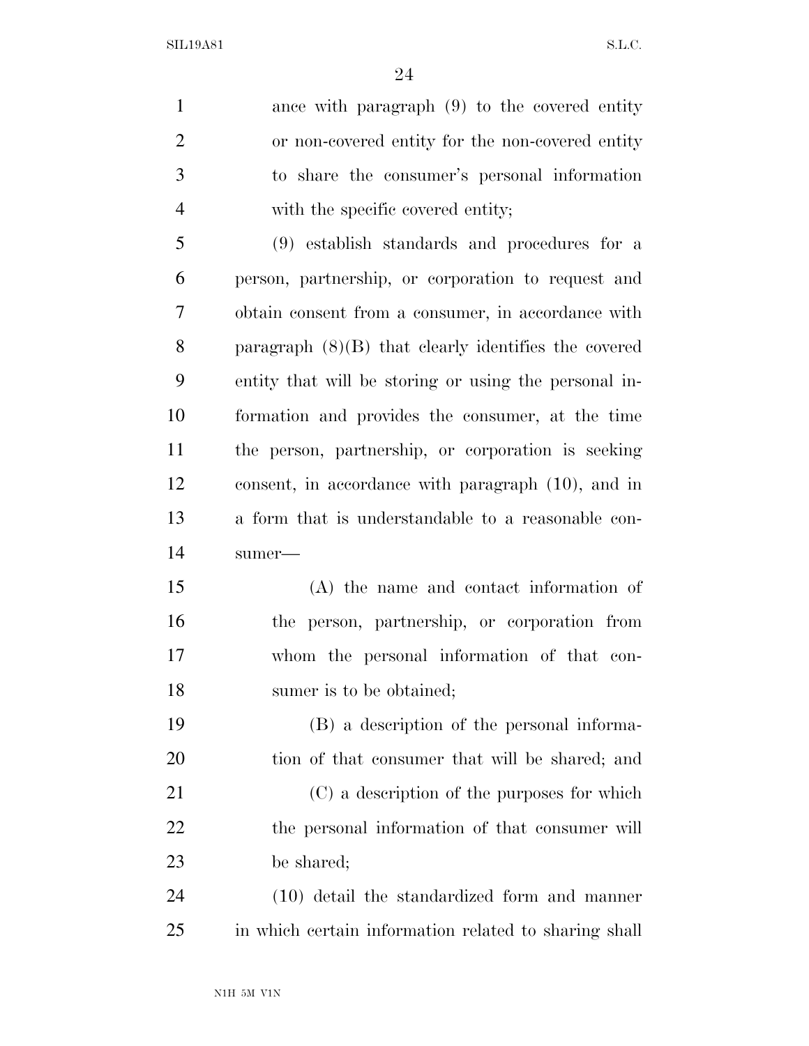ance with paragraph (9) to the covered entity or non-covered entity for the non-covered entity to share the consumer's personal information with the specific covered entity;

(9) establish standards and procedures for a person, partnership, or corporation to request and obtain consent from a consumer, in accordance with paragraph (8)(B) that clearly identifies the covered entity that will be storing or using the personal information and provides the consumer, at the time the person, partnership, or corporation is seeking consent, in accordance with paragraph (10), and in a form that is understandable to a reasonable consumer—

(A) the name and contact information of the person, partnership, or corporation from whom the personal information of that consumer is to be obtained;

(B) a description of the personal information of that consumer that will be shared; and

(C) a description of the purposes for which the personal information of that consumer will be shared;

(10) detail the standardized form and manner in which certain information related to sharing shall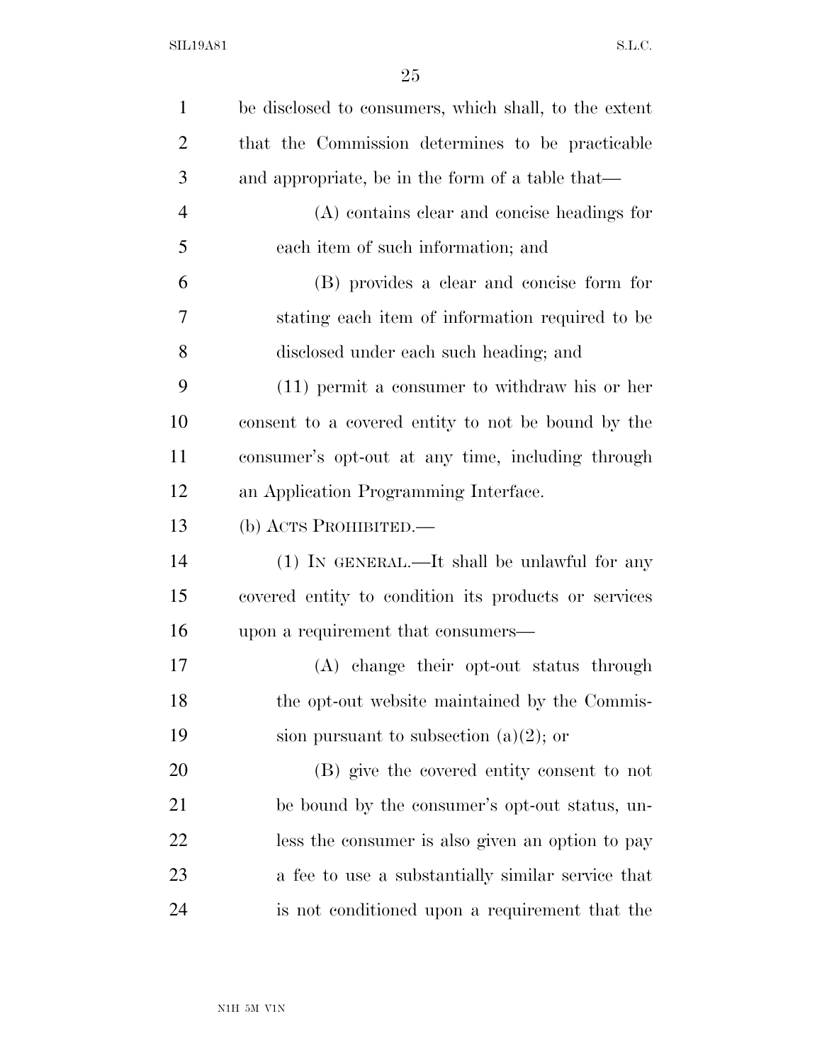be disclosed to consumers, which shall, to the extent that the Commission determines to be practicable and appropriate, be in the form of a table that—

(A) contains clear and concise headings for each item of such information; and

(B) provides a clear and concise form for stating each item of information required to be disclosed under each such heading; and

(11) permit a consumer to withdraw his or her consent to a covered entity to not be bound by the consumer's opt-out at any time, including through an Application Programming Interface.

(b) ACTS PROHIBITED.—

(1) IN GENERAL.—It shall be unlawful for any covered entity to condition its products or services upon a requirement that consumers—

(A) change their opt-out status through the opt-out website maintained by the Commission pursuant to subsection (a)(2); or

(B) give the covered entity consent to not be bound by the consumer's opt-out status, unless the consumer is also given an option to pay a fee to use a substantially similar service that is not conditioned upon a requirement that the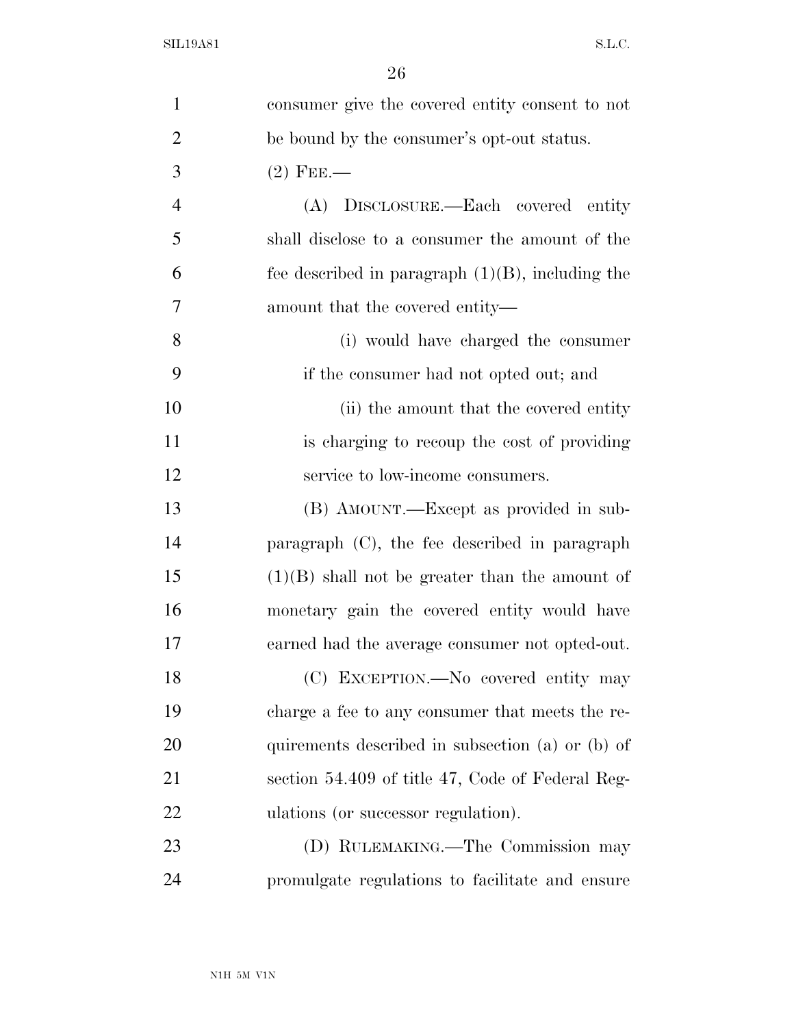consumer give the covered entity consent to not be bound by the consumer's opt-out status.

(2) FEE.—

(A) DISCLOSURE.—Each covered entity shall disclose to a consumer the amount of the fee described in paragraph (1)(B), including the amount that the covered entity—

(i) would have charged the consumer if the consumer had not opted out; and

(ii) the amount that the covered entity is charging to recoup the cost of providing service to low-income consumers.

(B) AMOUNT.—Except as provided in subparagraph (C), the fee described in paragraph (1)(B) shall not be greater than the amount of monetary gain the covered entity would have earned had the average consumer not opted-out.

(C) EXCEPTION.—No covered entity may charge a fee to any consumer that meets the requirements described in subsection (a) or (b) of section 54.409 of title 47, Code of Federal Regulations (or successor regulation).

(D) RULEMAKING.—The Commission may promulgate regulations to facilitate and ensure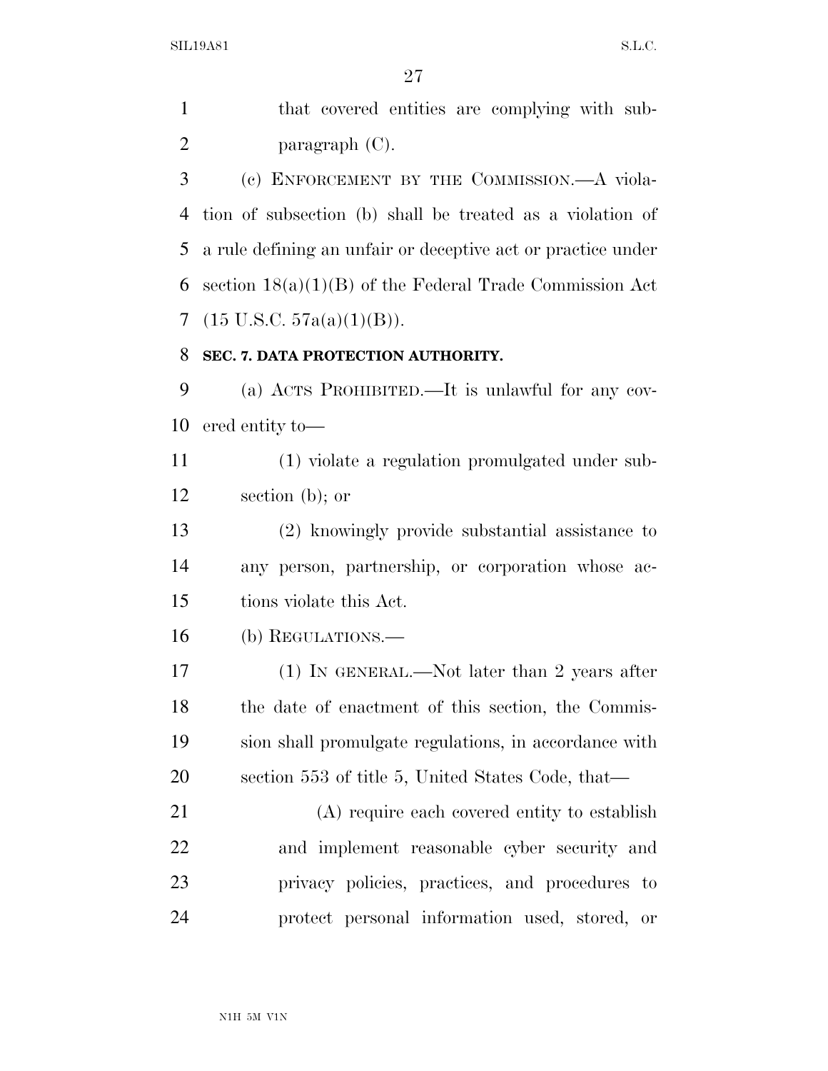that covered entities are complying with subparagraph (C).

(c) ENFORCEMENT BY THE COMMISSION.—A violation of subsection (b) shall be treated as a violation of a rule defining an unfair or deceptive act or practice under section 18(a)(1)(B) of the Federal Trade Commission Act (15 U.S.C. 57a(a)(1)(B)).

**SEC. 7. DATA PROTECTION AUTHORITY.**

(a) ACTS PROHIBITED.—It is unlawful for any covered entity to—

(1) violate a regulation promulgated under subsection (b); or

(2) knowingly provide substantial assistance to any person, partnership, or corporation whose actions violate this Act.

(b) REGULATIONS.—

(1) IN GENERAL.—Not later than 2 years after the date of enactment of this section, the Commission shall promulgate regulations, in accordance with section 553 of title 5, United States Code, that—

(A) require each covered entity to establish and implement reasonable cyber security and privacy policies, practices, and procedures to protect personal information used, stored, or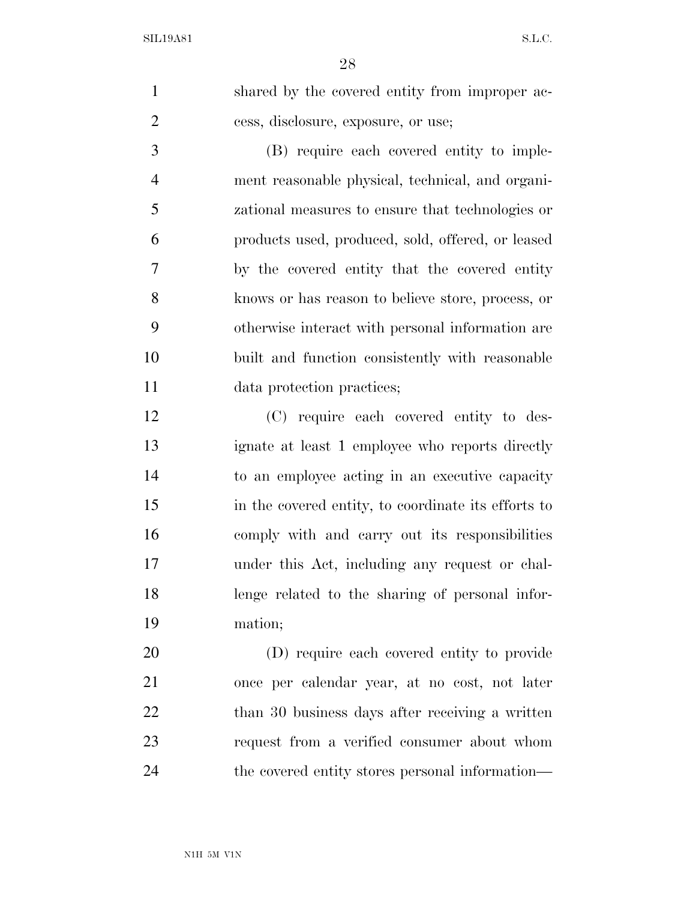shared by the covered entity from improper access, disclosure, exposure, or use;

(B) require each covered entity to implement reasonable physical, technical, and organizational measures to ensure that technologies or products used, produced, sold, offered, or leased by the covered entity that the covered entity knows or has reason to believe store, process, or otherwise interact with personal information are built and function consistently with reasonable data protection practices;

(C) require each covered entity to designate at least 1 employee who reports directly to an employee acting in an executive capacity in the covered entity, to coordinate its efforts to comply with and carry out its responsibilities under this Act, including any request or challenge related to the sharing of personal information;

(D) require each covered entity to provide once per calendar year, at no cost, not later than 30 business days after receiving a written request from a verified consumer about whom the covered entity stores personal information—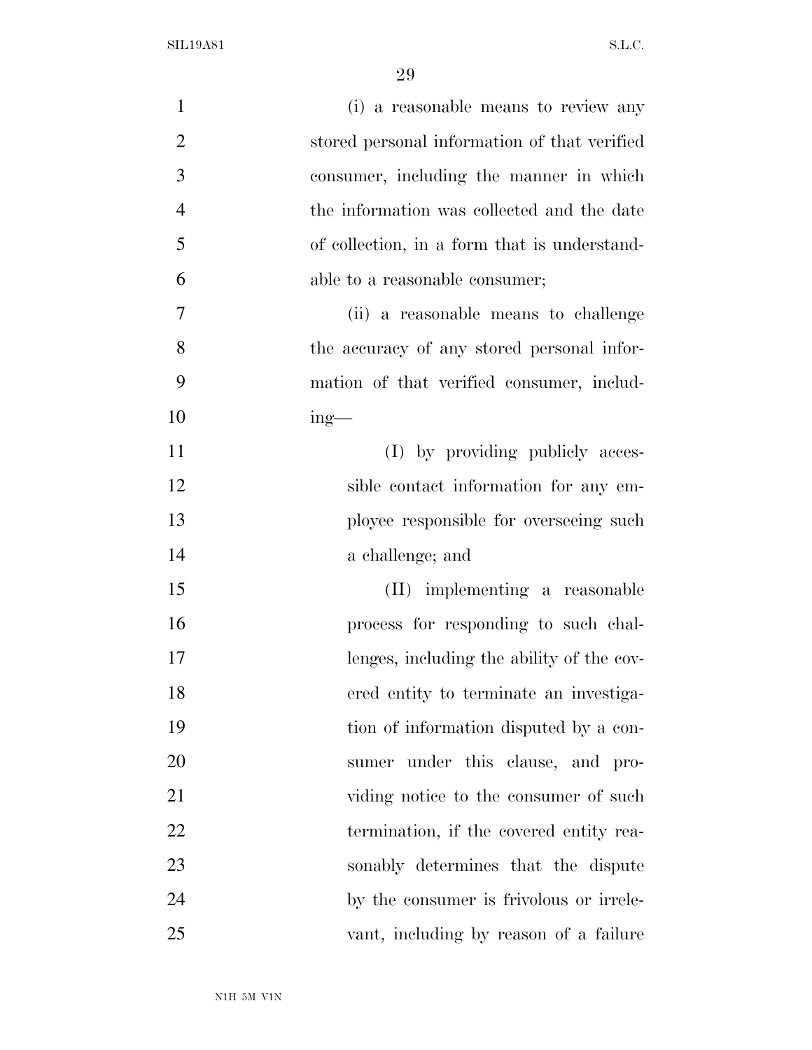(i) a reasonable means to review any stored personal information of that verified consumer, including the manner in which the information was collected and the date of collection, in a form that is understandable to a reasonable consumer;

(ii) a reasonable means to challenge the accuracy of any stored personal information of that verified consumer, including—

(I) by providing publicly accessible contact information for any employee responsible for overseeing such a challenge; and

(II) implementing a reasonable process for responding to such challenges, including the ability of the covered entity to terminate an investigation of information disputed by a consumer under this clause, and providing notice to the consumer of such termination, if the covered entity reasonably determines that the dispute by the consumer is frivolous or irrelevant, including by reason of a failure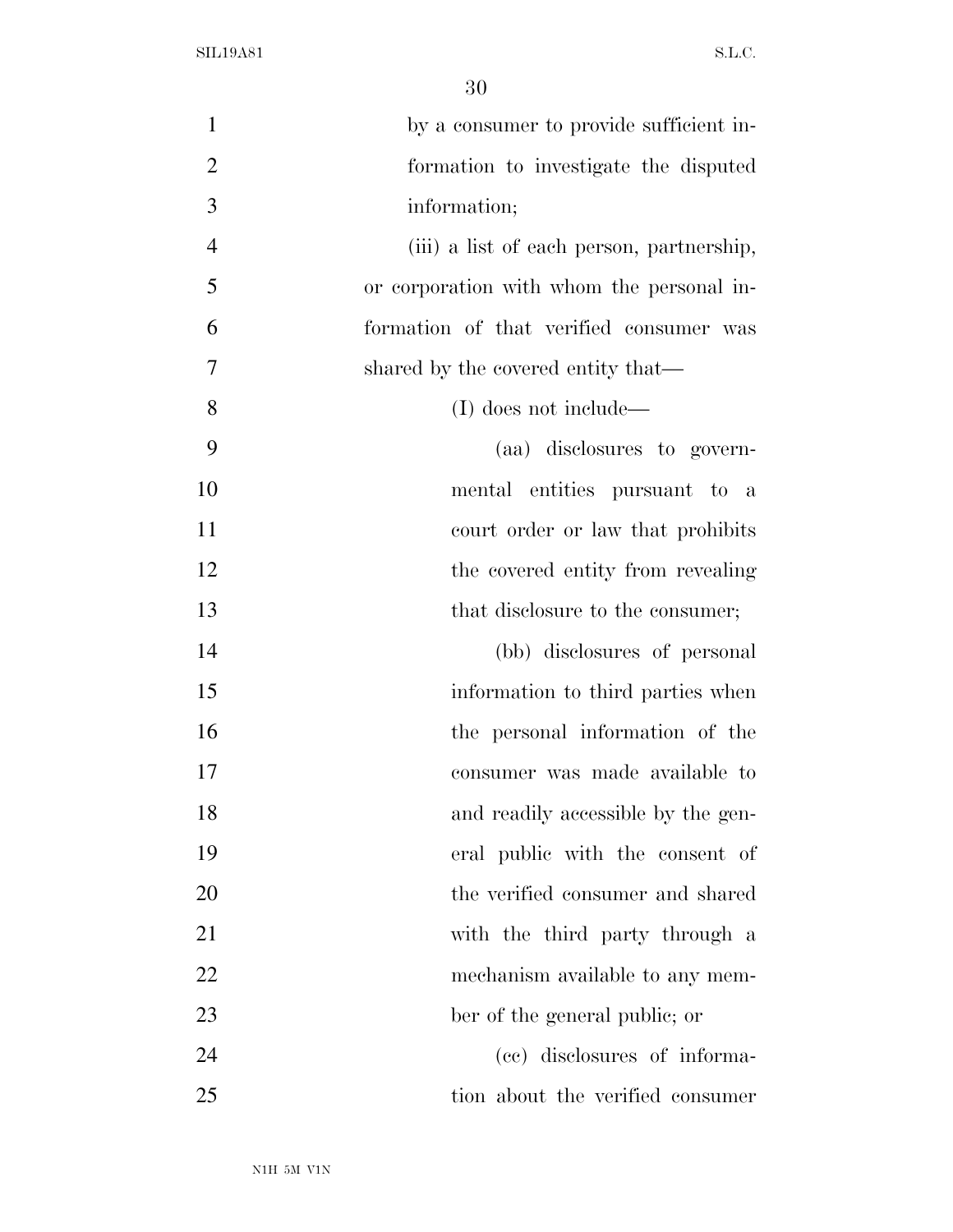by a consumer to provide sufficient information to investigate the disputed information;

(iii) a list of each person, partnership, or corporation with whom the personal information of that verified consumer was shared by the covered entity that—

(I) does not include—

(aa) disclosures to governmental entities pursuant to a court order or law that prohibits the covered entity from revealing that disclosure to the consumer;

(bb) disclosures of personal information to third parties when the personal information of the consumer was made available to and readily accessible by the general public with the consent of the verified consumer and shared with the third party through a mechanism available to any member of the general public; or

(cc) disclosures of information about the verified consumer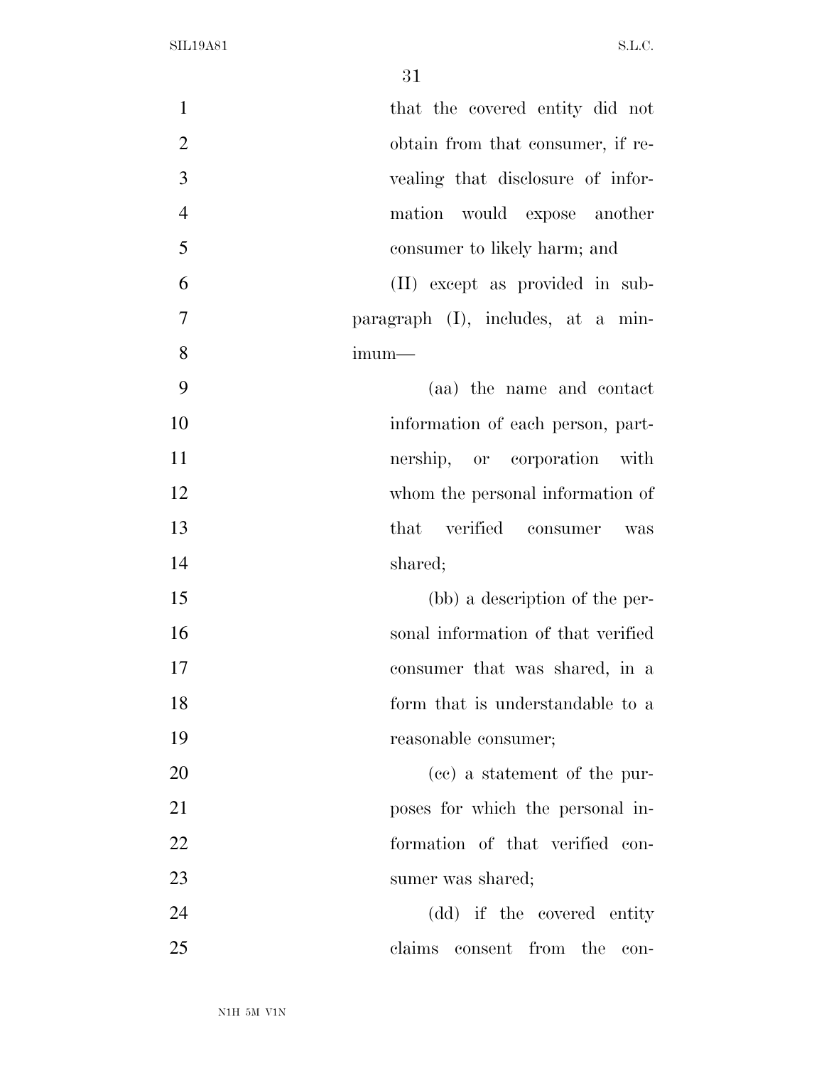that the covered entity did not obtain from that consumer, if revealing that disclosure of information would expose another consumer to likely harm; and

(II) except as provided in subparagraph (I), includes, at a minimum—

(aa) the name and contact information of each person, partnership, or corporation with whom the personal information of that verified consumer was shared;

(bb) a description of the personal information of that verified consumer that was shared, in a form that is understandable to a reasonable consumer;

(cc) a statement of the purposes for which the personal information of that verified consumer was shared;

(dd) if the covered entity claims consent from the con-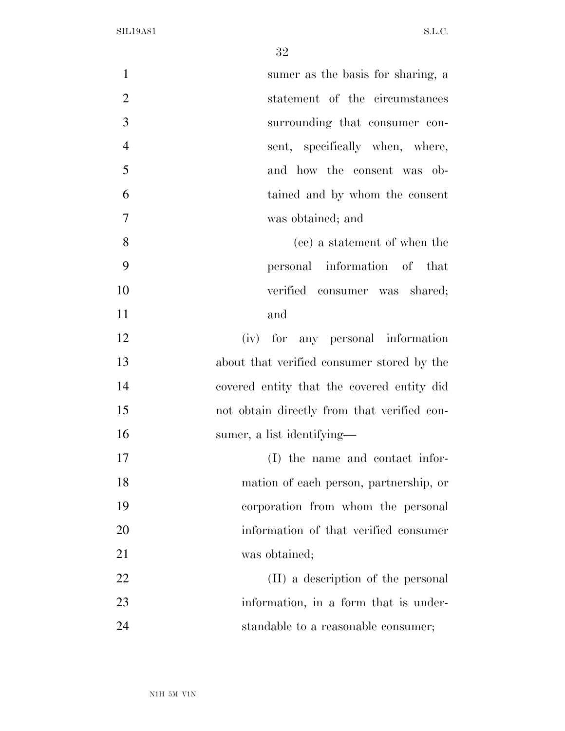sumer as the basis for sharing, a statement of the circumstances surrounding that consumer consent, specifically when, where, and how the consent was obtained and by whom the consent was obtained; and

(ee) a statement of when the personal information of that verified consumer was shared; and

(iv) for any personal information about that verified consumer stored by the covered entity that the covered entity did not obtain directly from that verified consumer, a list identifying—

(I) the name and contact information of each person, partnership, or corporation from whom the personal information of that verified consumer was obtained;

(II) a description of the personal information, in a form that is understandable to a reasonable consumer;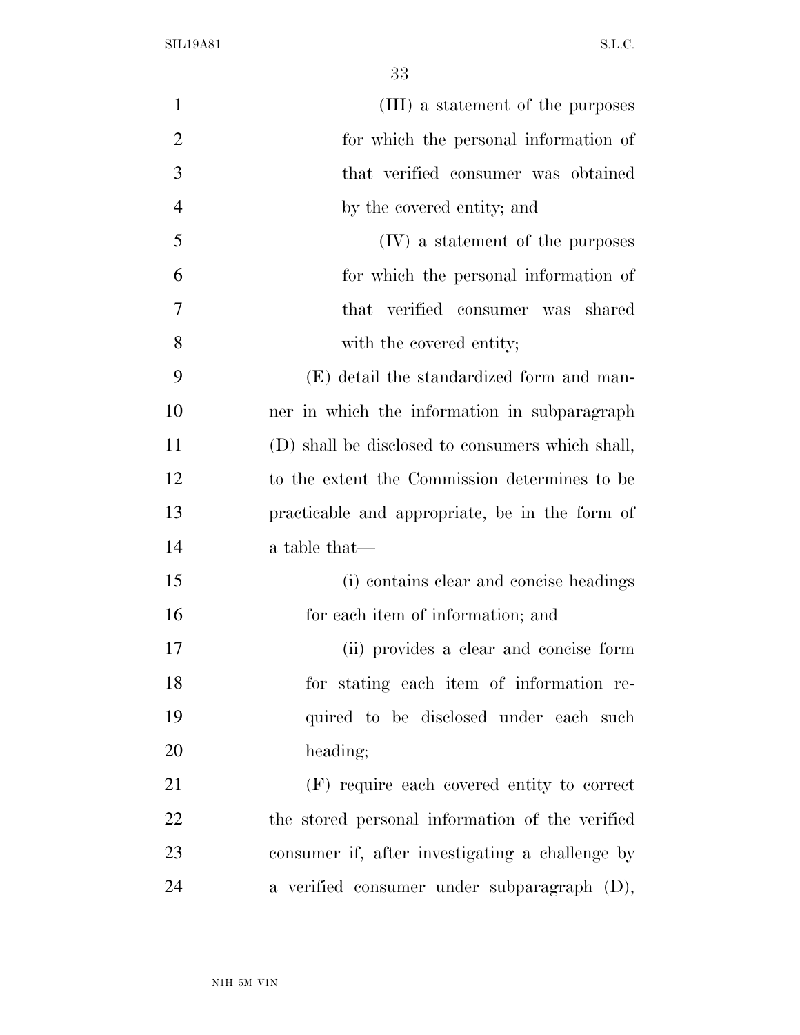(III) a statement of the purposes for which the personal information of that verified consumer was obtained by the covered entity; and

(IV) a statement of the purposes for which the personal information of that verified consumer was shared with the covered entity;

(E) detail the standardized form and manner in which the information in subparagraph (D) shall be disclosed to consumers which shall, to the extent the Commission determines to be practicable and appropriate, be in the form of a table that—

(i) contains clear and concise headings for each item of information; and

(ii) provides a clear and concise form for stating each item of information required to be disclosed under each such heading;

(F) require each covered entity to correct the stored personal information of the verified consumer if, after investigating a challenge by a verified consumer under subparagraph (D),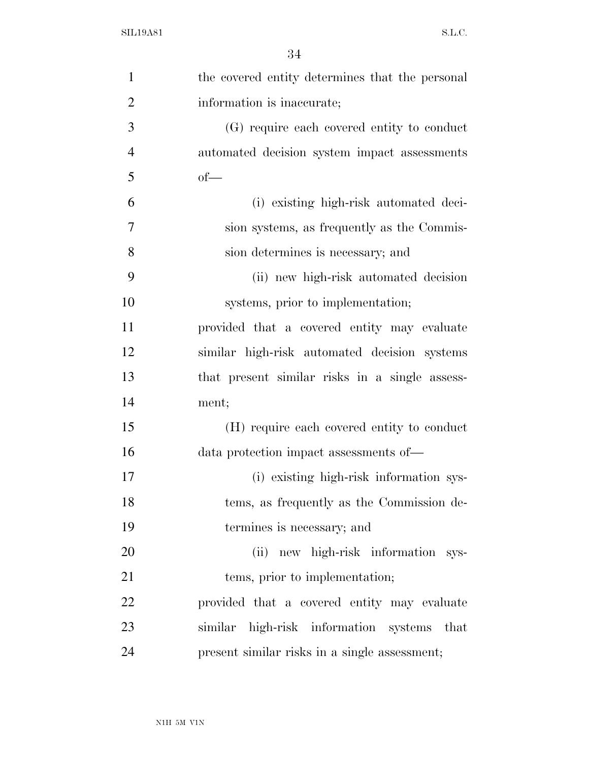the covered entity determines that the personal information is inaccurate;

(G) require each covered entity to conduct automated decision system impact assessments of—

(i) existing high-risk automated decision systems, as frequently as the Commission determines is necessary; and

(ii) new high-risk automated decision systems, prior to implementation;

provided that a covered entity may evaluate similar high-risk automated decision systems that present similar risks in a single assessment;

(H) require each covered entity to conduct data protection impact assessments of—

(i) existing high-risk information systems, as frequently as the Commission determines is necessary; and

(ii) new high-risk information systems, prior to implementation;

provided that a covered entity may evaluate similar high-risk information systems that present similar risks in a single assessment;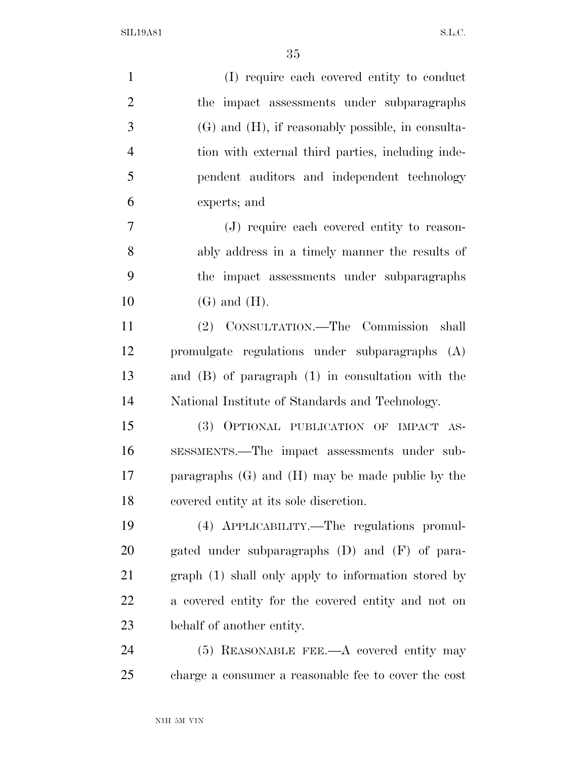(I) require each covered entity to conduct the impact assessments under subparagraphs (G) and (H), if reasonably possible, in consultation with external third parties, including independent auditors and independent technology experts; and

(J) require each covered entity to reasonably address in a timely manner the results of the impact assessments under subparagraphs (G) and (H).

(2) CONSULTATION.—The Commission shall promulgate regulations under subparagraphs (A) and (B) of paragraph (1) in consultation with the National Institute of Standards and Technology.

(3) OPTIONAL PUBLICATION OF IMPACT ASSESSMENTS.—The impact assessments under subparagraphs (G) and (H) may be made public by the covered entity at its sole discretion.

(4) APPLICABILITY.—The regulations promulgated under subparagraphs (D) and (F) of paragraph (1) shall only apply to information stored by a covered entity for the covered entity and not on behalf of another entity.

(5) REASONABLE FEE.—A covered entity may charge a consumer a reasonable fee to cover the cost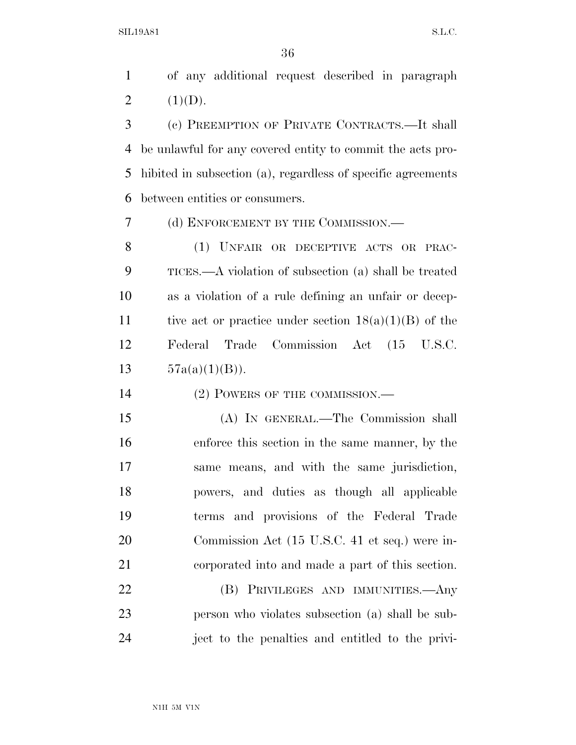of any additional request described in paragraph (1)(D).

(c) PREEMPTION OF PRIVATE CONTRACTS.—It shall be unlawful for any covered entity to commit the acts prohibited in subsection (a), regardless of specific agreements between entities or consumers.

(d) ENFORCEMENT BY THE COMMISSION.—

(1) UNFAIR OR DECEPTIVE ACTS OR PRACTICES.—A violation of subsection (a) shall be treated as a violation of a rule defining an unfair or deceptive act or practice under section 18(a)(1)(B) of the Federal Trade Commission Act (15 U.S.C. 57a(a)(1)(B)).

(2) POWERS OF THE COMMISSION.—

(A) IN GENERAL.—The Commission shall enforce this section in the same manner, by the same means, and with the same jurisdiction, powers, and duties as though all applicable terms and provisions of the Federal Trade Commission Act (15 U.S.C. 41 et seq.) were incorporated into and made a part of this section.

(B) PRIVILEGES AND IMMUNITIES.—Any person who violates subsection (a) shall be subject to the penalties and entitled to the privi-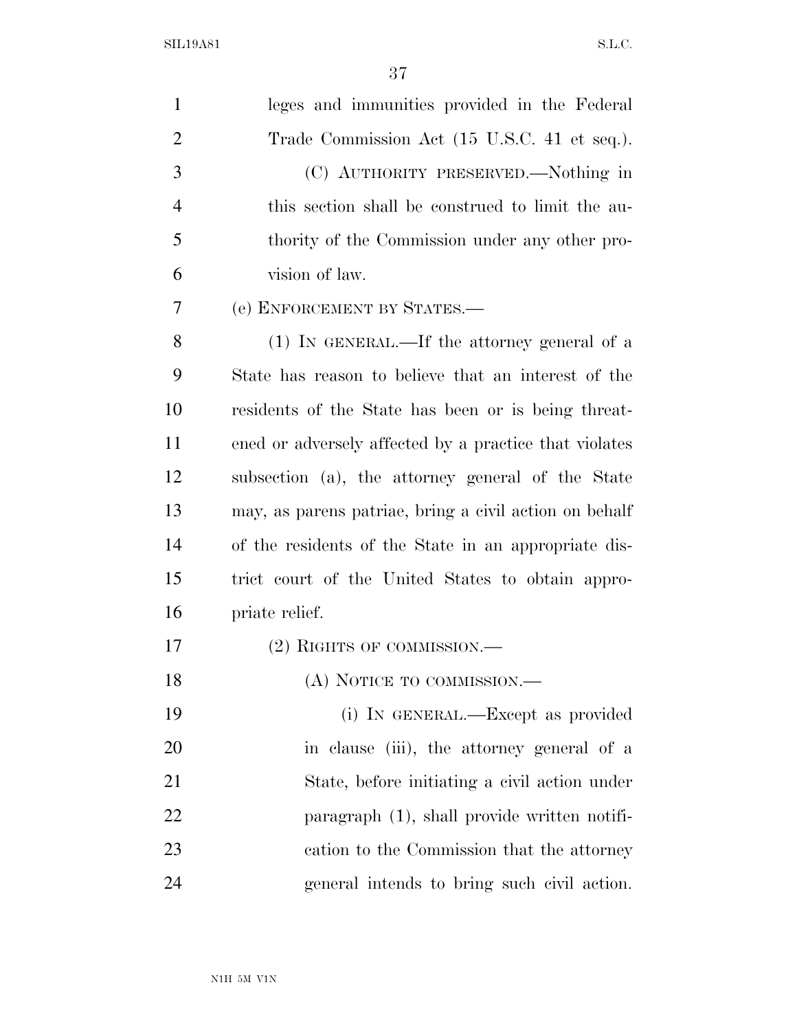leges and immunities provided in the Federal Trade Commission Act (15 U.S.C. 41 et seq.).

(C) AUTHORITY PRESERVED.—Nothing in this section shall be construed to limit the authority of the Commission under any other provision of law.

(e) ENFORCEMENT BY STATES.—

(1) IN GENERAL.—If the attorney general of a State has reason to believe that an interest of the residents of the State has been or is being threatened or adversely affected by a practice that violates subsection (a), the attorney general of the State may, as parens patriae, bring a civil action on behalf of the residents of the State in an appropriate district court of the United States to obtain appropriate relief.

(2) RIGHTS OF COMMISSION.—

(A) NOTICE TO COMMISSION.—

(i) IN GENERAL.—Except as provided in clause (iii), the attorney general of a State, before initiating a civil action under paragraph (1), shall provide written notification to the Commission that the attorney general intends to bring such civil action.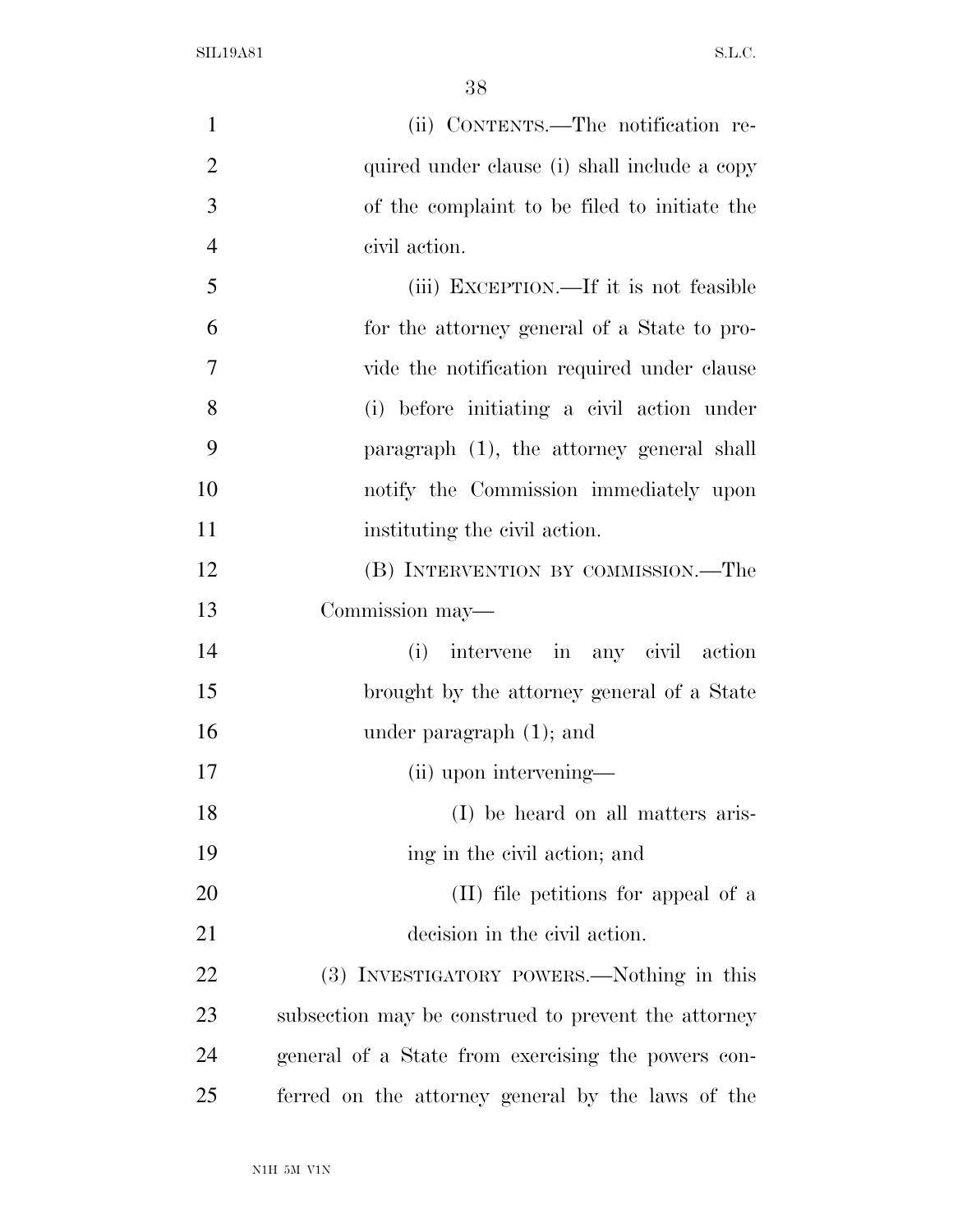(ii) CONTENTS.—The notification required under clause (i) shall include a copy of the complaint to be filed to initiate the civil action.

(iii) EXCEPTION.—If it is not feasible for the attorney general of a State to provide the notification required under clause (i) before initiating a civil action under paragraph (1), the attorney general shall notify the Commission immediately upon instituting the civil action.

(B) INTERVENTION BY COMMISSION.—The Commission may—

(i) intervene in any civil action brought by the attorney general of a State under paragraph (1); and

(ii) upon intervening—

(I) be heard on all matters arising in the civil action; and

(II) file petitions for appeal of a decision in the civil action.

(3) INVESTIGATORY POWERS.—Nothing in this subsection may be construed to prevent the attorney general of a State from exercising the powers conferred on the attorney general by the laws of the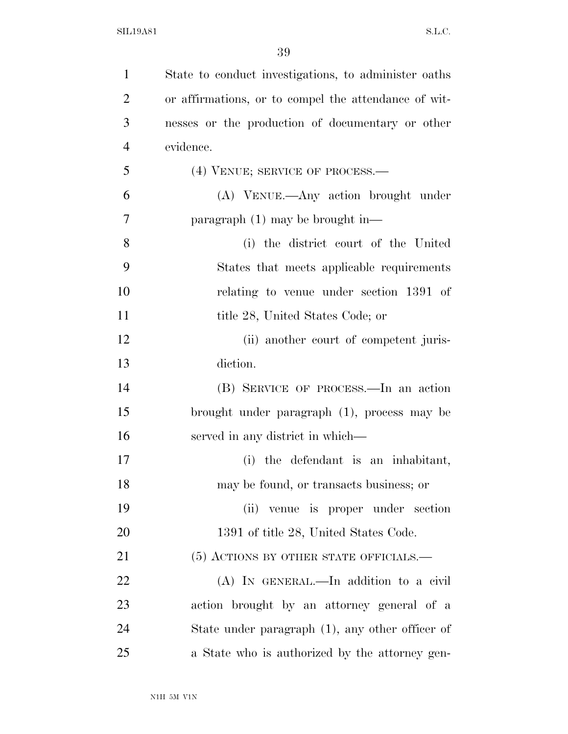State to conduct investigations, to administer oaths or affirmations, or to compel the attendance of witnesses or the production of documentary or other evidence.

(4) VENUE; SERVICE OF PROCESS.—

(A) VENUE.—Any action brought under paragraph (1) may be brought in—

(i) the district court of the United States that meets applicable requirements relating to venue under section 1391 of title 28, United States Code; or

(ii) another court of competent jurisdiction.

(B) SERVICE OF PROCESS.—In an action brought under paragraph (1), process may be served in any district in which—

(i) the defendant is an inhabitant, may be found, or transacts business; or

(ii) venue is proper under section 1391 of title 28, United States Code.

(5) ACTIONS BY OTHER STATE OFFICIALS.—

(A) IN GENERAL.—In addition to a civil action brought by an attorney general of a State under paragraph (1), any other officer of a State who is authorized by the attorney gen-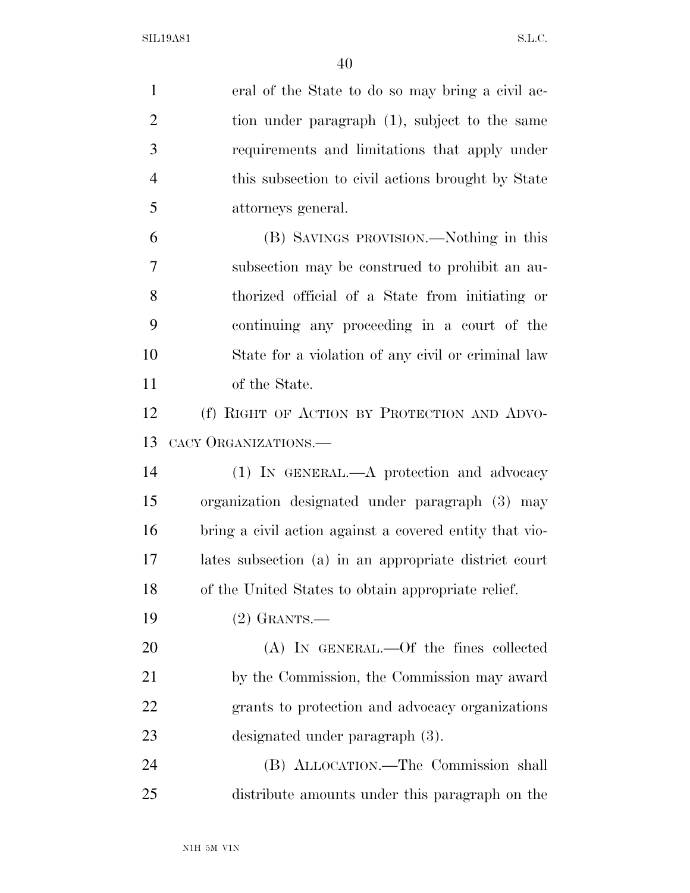eral of the State to do so may bring a civil action under paragraph (1), subject to the same requirements and limitations that apply under this subsection to civil actions brought by State attorneys general.

(B) SAVINGS PROVISION.—Nothing in this subsection may be construed to prohibit an authorized official of a State from initiating or continuing any proceeding in a court of the State for a violation of any civil or criminal law of the State.

(f) RIGHT OF ACTION BY PROTECTION AND ADVOCACY ORGANIZATIONS.—

(1) IN GENERAL.—A protection and advocacy organization designated under paragraph (3) may bring a civil action against a covered entity that violates subsection (a) in an appropriate district court of the United States to obtain appropriate relief.

(2) GRANTS.—

(A) IN GENERAL.—Of the fines collected by the Commission, the Commission may award grants to protection and advocacy organizations designated under paragraph (3).

(B) ALLOCATION.—The Commission shall distribute amounts under this paragraph on the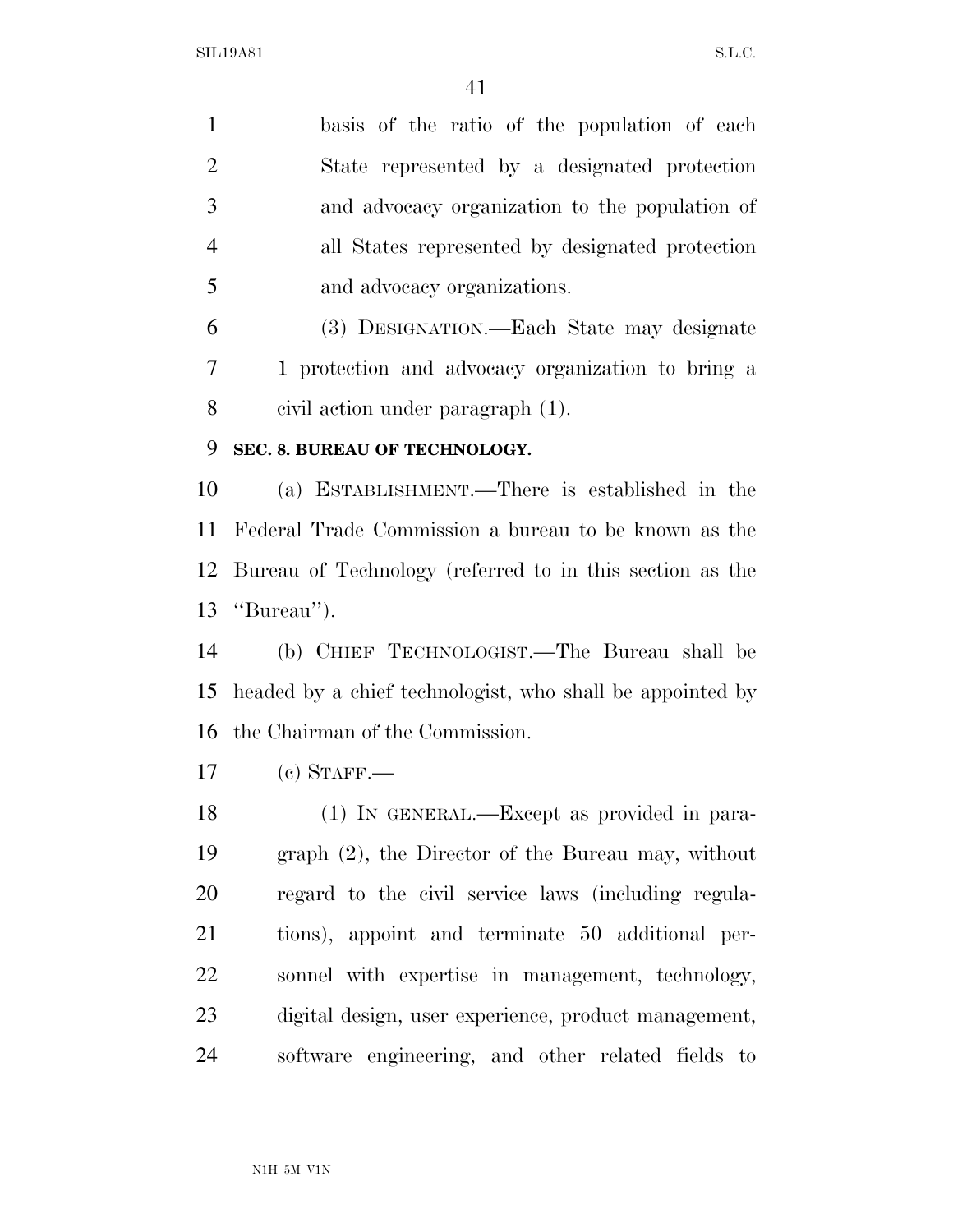basis of the ratio of the population of each State represented by a designated protection and advocacy organization to the population of all States represented by designated protection and advocacy organizations.

(3) DESIGNATION.—Each State may designate 1 protection and advocacy organization to bring a civil action under paragraph (1).

**SEC. 8. BUREAU OF TECHNOLOGY.**

(a) ESTABLISHMENT.—There is established in the Federal Trade Commission a bureau to be known as the Bureau of Technology (referred to in this section as the "Bureau").

(b) CHIEF TECHNOLOGIST.—The Bureau shall be headed by a chief technologist, who shall be appointed by the Chairman of the Commission.

(c) STAFF.—

(1) IN GENERAL.—Except as provided in paragraph (2), the Director of the Bureau may, without regard to the civil service laws (including regulations), appoint and terminate 50 additional personnel with expertise in management, technology, digital design, user experience, product management, software engineering, and other related fields to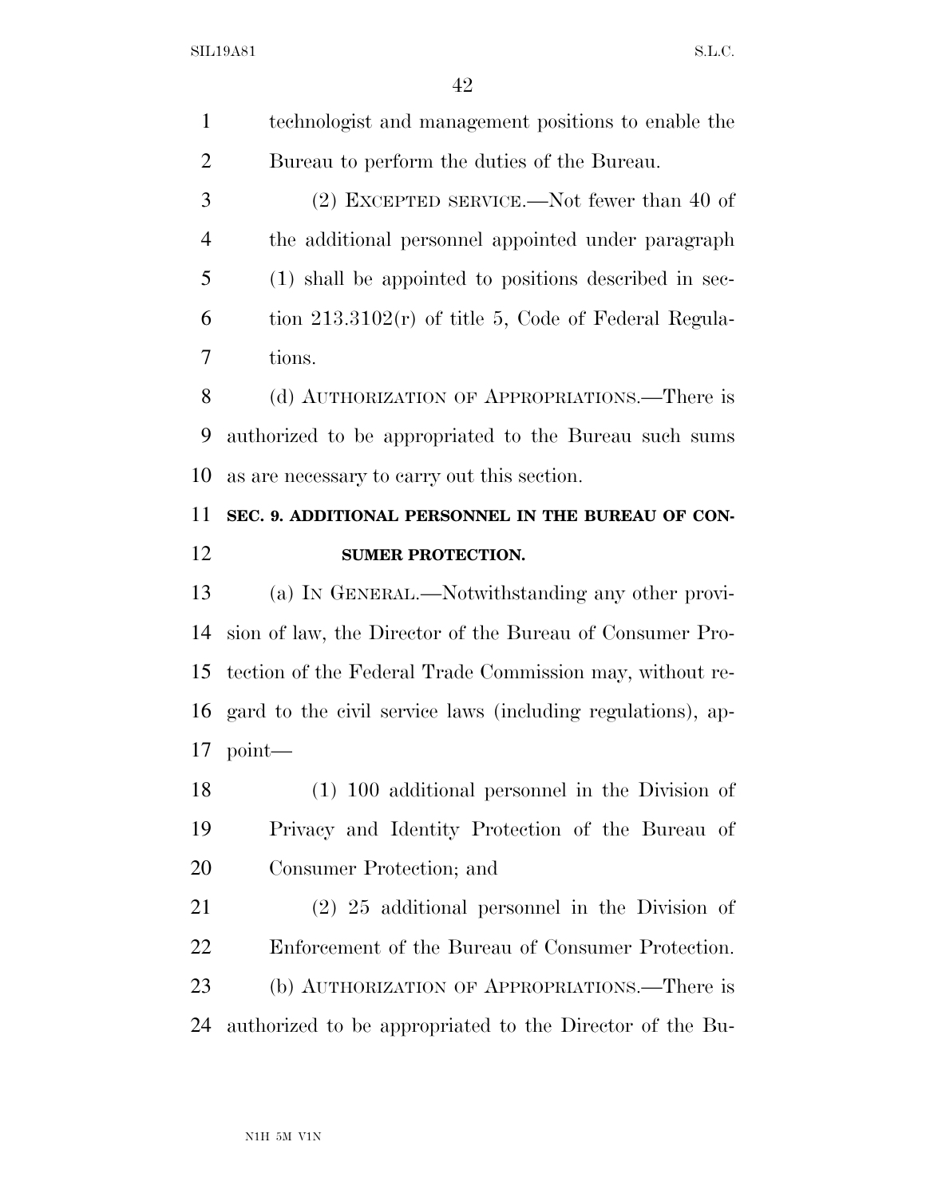technologist and management positions to enable the Bureau to perform the duties of the Bureau.

(2) EXCEPTED SERVICE.—Not fewer than 40 of the additional personnel appointed under paragraph (1) shall be appointed to positions described in section 213.3102(r) of title 5, Code of Federal Regulations.

(d) AUTHORIZATION OF APPROPRIATIONS.—There is authorized to be appropriated to the Bureau such sums as are necessary to carry out this section.

**SEC. 9. ADDITIONAL PERSONNEL IN THE BUREAU OF CONSUMER PROTECTION.**

(a) IN GENERAL.—Notwithstanding any other provision of law, the Director of the Bureau of Consumer Protection of the Federal Trade Commission may, without regard to the civil service laws (including regulations), appoint—

(1) 100 additional personnel in the Division of Privacy and Identity Protection of the Bureau of Consumer Protection; and

(2) 25 additional personnel in the Division of Enforcement of the Bureau of Consumer Protection.

(b) AUTHORIZATION OF APPROPRIATIONS.—There is authorized to be appropriated to the Director of the Bu-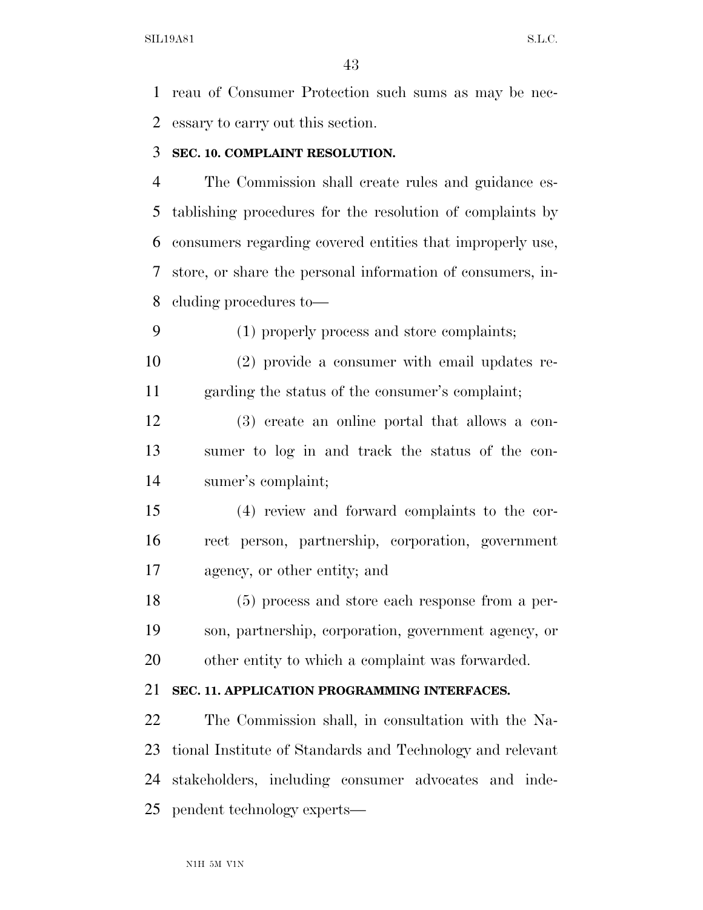reau of Consumer Protection such sums as may be necessary to carry out this section.

### SEC. 10. COMPLAINT RESOLUTION.

The Commission shall create rules and guidance establishing procedures for the resolution of complaints by consumers regarding covered entities that improperly use, store, or share the personal information of consumers, including procedures to—

(1) properly process and store complaints;

(2) provide a consumer with email updates regarding the status of the consumer's complaint;

(3) create an online portal that allows a consumer to log in and track the status of the consumer's complaint;

(4) review and forward complaints to the correct person, partnership, corporation, government agency, or other entity; and

(5) process and store each response from a person, partnership, corporation, government agency, or other entity to which a complaint was forwarded.

### SEC. 11. APPLICATION PROGRAMMING INTERFACES.

The Commission shall, in consultation with the National Institute of Standards and Technology and relevant stakeholders, including consumer advocates and independent technology experts—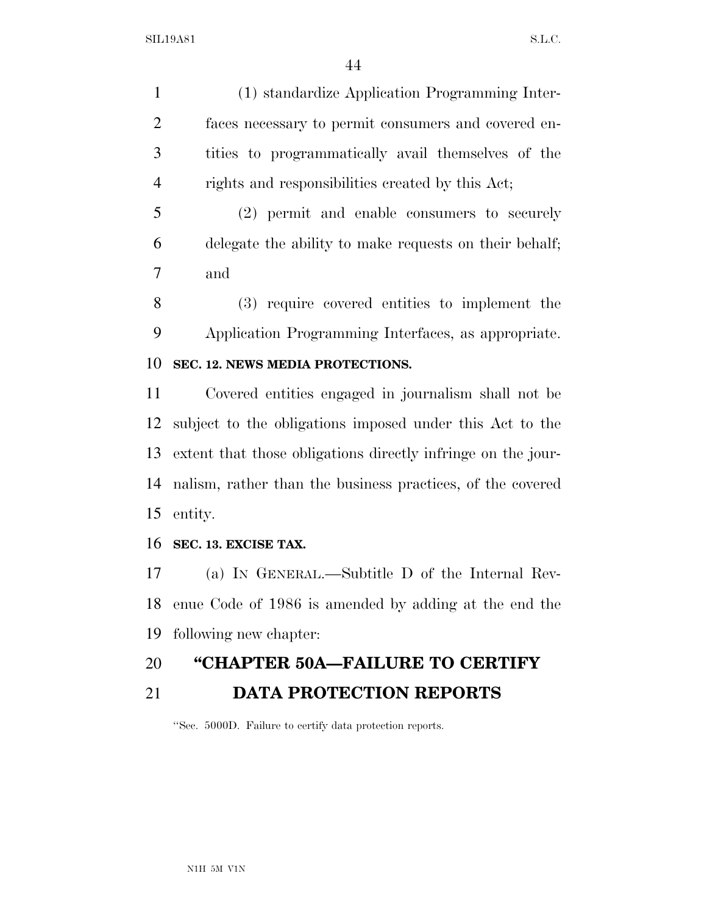(1) standardize Application Programming Interfaces necessary to permit consumers and covered entities to programmatically avail themselves of the rights and responsibilities created by this Act;

(2) permit and enable consumers to securely delegate the ability to make requests on their behalf; and

(3) require covered entities to implement the Application Programming Interfaces, as appropriate.

**SEC. 12. NEWS MEDIA PROTECTIONS.**

Covered entities engaged in journalism shall not be subject to the obligations imposed under this Act to the extent that those obligations directly infringe on the journalism, rather than the business practices, of the covered entity.

**SEC. 13. EXCISE TAX.**

(a) IN GENERAL.—Subtitle D of the Internal Revenue Code of 1986 is amended by adding at the end the following new chapter:

## "CHAPTER 50A—FAILURE TO CERTIFY DATA PROTECTION REPORTS

"Sec. 5000D. Failure to certify data protection reports.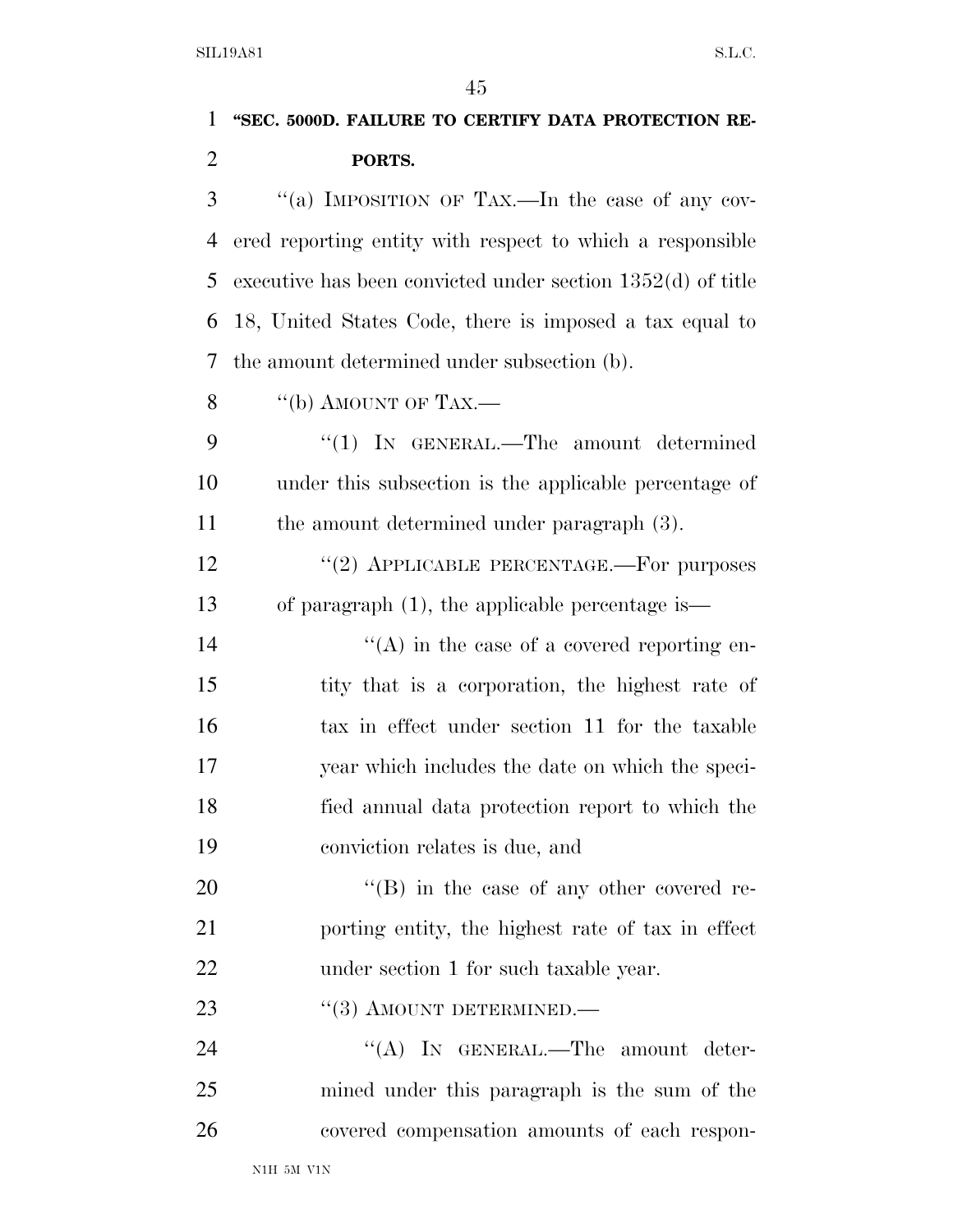**"SEC. 5000D. FAILURE TO CERTIFY DATA PROTECTION REPORTS.**

"(a) IMPOSITION OF TAX.—In the case of any covered reporting entity with respect to which a responsible executive has been convicted under section 1352(d) of title 18, United States Code, there is imposed a tax equal to the amount determined under subsection (b).

"(b) AMOUNT OF TAX.—

"(1) IN GENERAL.—The amount determined under this subsection is the applicable percentage of the amount determined under paragraph (3).

"(2) APPLICABLE PERCENTAGE.—For purposes of paragraph (1), the applicable percentage is—

"(A) in the case of a covered reporting entity that is a corporation, the highest rate of tax in effect under section 11 for the taxable year which includes the date on which the specified annual data protection report to which the conviction relates is due, and

"(B) in the case of any other covered reporting entity, the highest rate of tax in effect under section 1 for such taxable year.

"(3) AMOUNT DETERMINED.—

"(A) IN GENERAL.—The amount determined under this paragraph is the sum of the covered compensation amounts of each respon-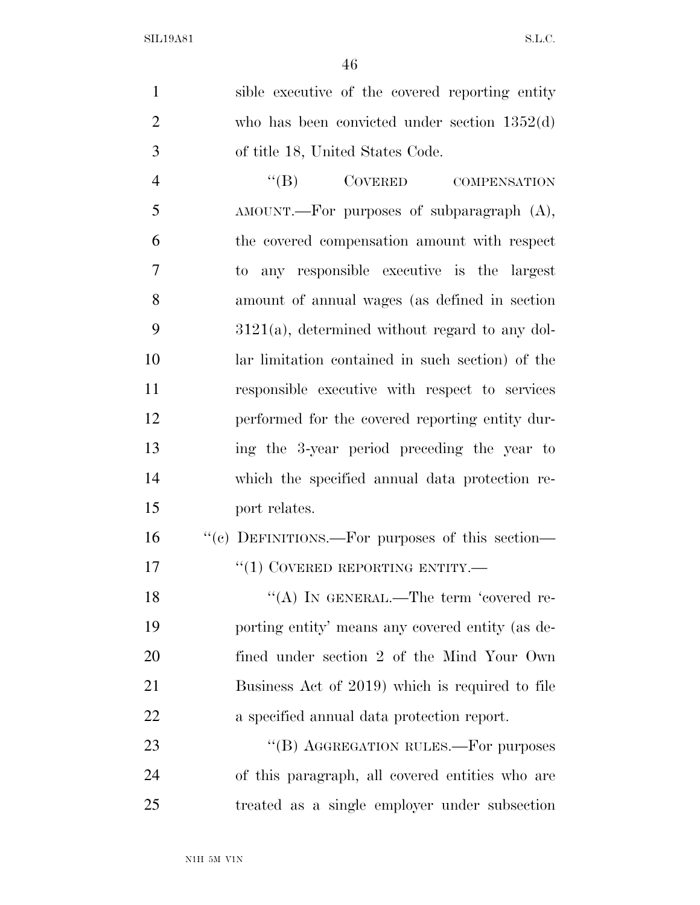sible executive of the covered reporting entity who has been convicted under section 1352(d) of title 18, United States Code.

"(B) COVERED COMPENSATION AMOUNT.—For purposes of subparagraph (A), the covered compensation amount with respect to any responsible executive is the largest amount of annual wages (as defined in section 3121(a), determined without regard to any dollar limitation contained in such section) of the responsible executive with respect to services performed for the covered reporting entity during the 3-year period preceding the year to which the specified annual data protection report relates.

"(c) DEFINITIONS.—For purposes of this section—

"(1) COVERED REPORTING ENTITY.—

"(A) IN GENERAL.—The term 'covered reporting entity' means any covered entity (as defined under section 2 of the Mind Your Own Business Act of 2019) which is required to file a specified annual data protection report.

"(B) AGGREGATION RULES.—For purposes of this paragraph, all covered entities who are treated as a single employer under subsection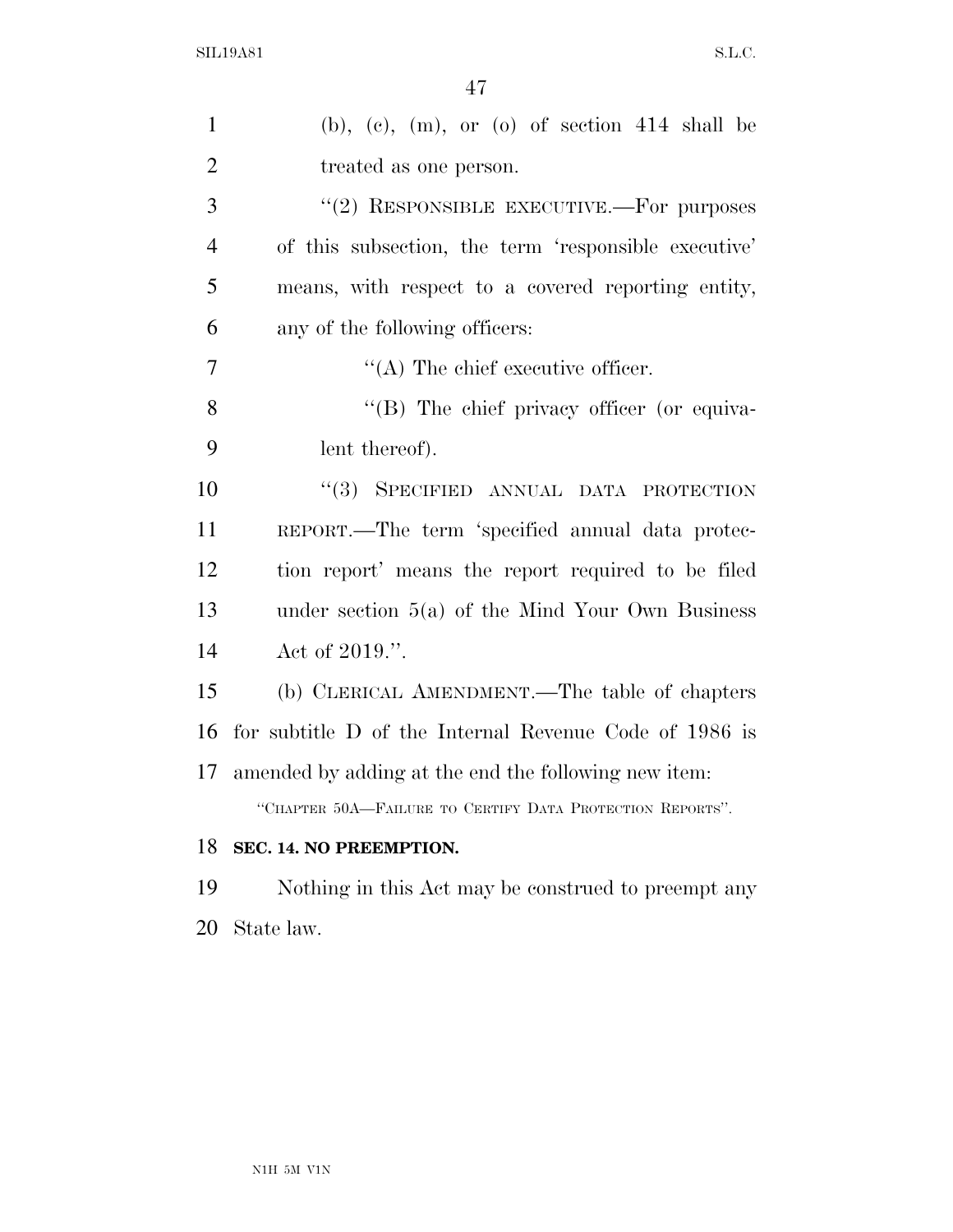(b), (c), (m), or (o) of section 414 shall be treated as one person.

"(2) RESPONSIBLE EXECUTIVE.—For purposes of this subsection, the term 'responsible executive' means, with respect to a covered reporting entity, any of the following officers:

"(A) The chief executive officer.

"(B) The chief privacy officer (or equivalent thereof).

"(3) SPECIFIED ANNUAL DATA PROTECTION REPORT.—The term 'specified annual data protection report' means the report required to be filed under section 5(a) of the Mind Your Own Business Act of 2019.".

(b) CLERICAL AMENDMENT.—The table of chapters for subtitle D of the Internal Revenue Code of 1986 is amended by adding at the end the following new item:

"CHAPTER 50A—FAILURE TO CERTIFY DATA PROTECTION REPORTS".

**SEC. 14. NO PREEMPTION.**

Nothing in this Act may be construed to preempt any State law.